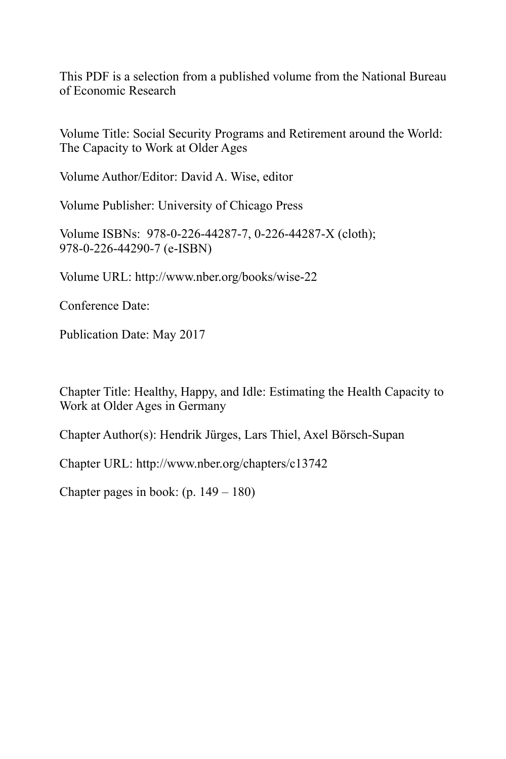This PDF is a selection from a published volume from the National Bureau of Economic Research

Volume Title: Social Security Programs and Retirement around the World: The Capacity to Work at Older Ages

Volume Author/Editor: David A. Wise, editor

Volume Publisher: University of Chicago Press

Volume ISBNs: 978-0-226-44287-7, 0-226-44287-X (cloth); 978-0-226-44290-7 (e-ISBN)

Volume URL: http://www.nber.org/books/wise-22

Conference Date:

Publication Date: May 2017

Chapter Title: Healthy, Happy, and Idle: Estimating the Health Capacity to Work at Older Ages in Germany

Chapter Author(s): Hendrik Jürges, Lars Thiel, Axel Börsch-Supan

Chapter URL: http://www.nber.org/chapters/c13742

Chapter pages in book: (p. 149 – 180)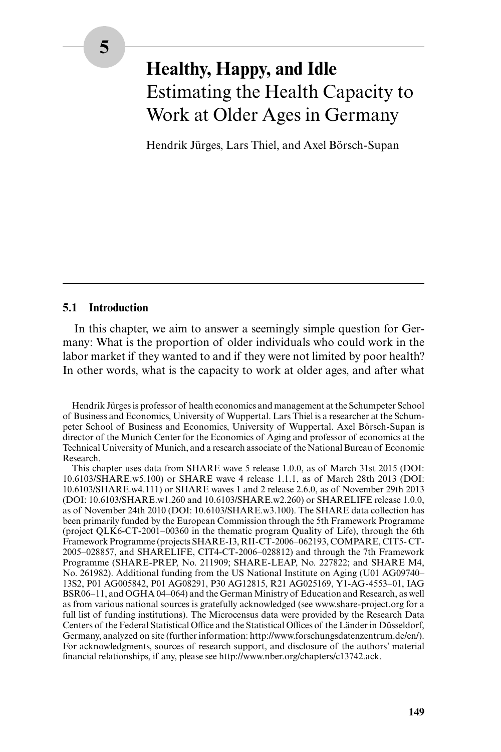# 5

# Healthy, Happy, and Idle
## Estimating the Health Capacity to Work at Older Ages in Germany

Hendrik Jürges, Lars Thiel, and Axel Börsch-Supan

### 5.1 Introduction

In this chapter, we aim to answer a seemingly simple question for Germany: What is the proportion of older individuals who could work in the labor market if they wanted to and if they were not limited by poor health? In other words, what is the capacity to work at older ages, and after what

Hendrik Jürges is professor of health economics and management at the Schumpeter School of Business and Economics, University of Wuppertal. Lars Thiel is a researcher at the Schumpeter School of Business and Economics, University of Wuppertal. Axel Börsch-Supan is director of the Munich Center for the Economics of Aging and professor of economics at the Technical University of Munich, and a research associate of the National Bureau of Economic Research.

This chapter uses data from SHARE wave 5 release 1.0.0, as of March 31st 2015 (DOI: 10.6103/SHARE.w5.100) or SHARE wave 4 release 1.1.1, as of March 28th 2013 (DOI: 10.6103/SHARE.w4.111) or SHARE waves 1 and 2 release 2.6.0, as of November 29th 2013 (DOI: 10.6103/SHARE.w1.260 and 10.6103/SHARE.w2.260) or SHARELIFE release 1.0.0, as of November 24th 2010 (DOI: 10.6103/SHARE.w3.100). The SHARE data collection has been primarily funded by the European Commission through the 5th Framework Programme (project QLK6-CT-2001–00360 in the thematic program Quality of Life), through the 6th Framework Programme (projects SHARE-I3, RII-CT-2006–062193, COMPARE, CIT5- CT-2005–028857, and SHARELIFE, CIT4-CT-2006–028812) and through the 7th Framework Programme (SHARE-PREP, No. 211909; SHARE-LEAP, No. 227822; and SHARE M4, No. 261982). Additional funding from the US National Institute on Aging (U01 AG09740–13S2, P01 AG005842, P01 AG08291, P30 AG12815, R21 AG025169, Y1-AG-4553–01, IAG BSR06–11, and OGHA 04–064) and the German Ministry of Education and Research, as well as from various national sources is gratefully acknowledged (see www.share-project.org for a full list of funding institutions). The Microcensus data were provided by the Research Data Centers of the Federal Statistical Office and the Statistical Offices of the Länder in Düsseldorf, Germany, analyzed on site (further information: http://www.forschungsdatenzentrum.de/en/). For acknowledgments, sources of research support, and disclosure of the authors' material financial relationships, if any, please see http://www.nber.org/chapters/c13742.ack.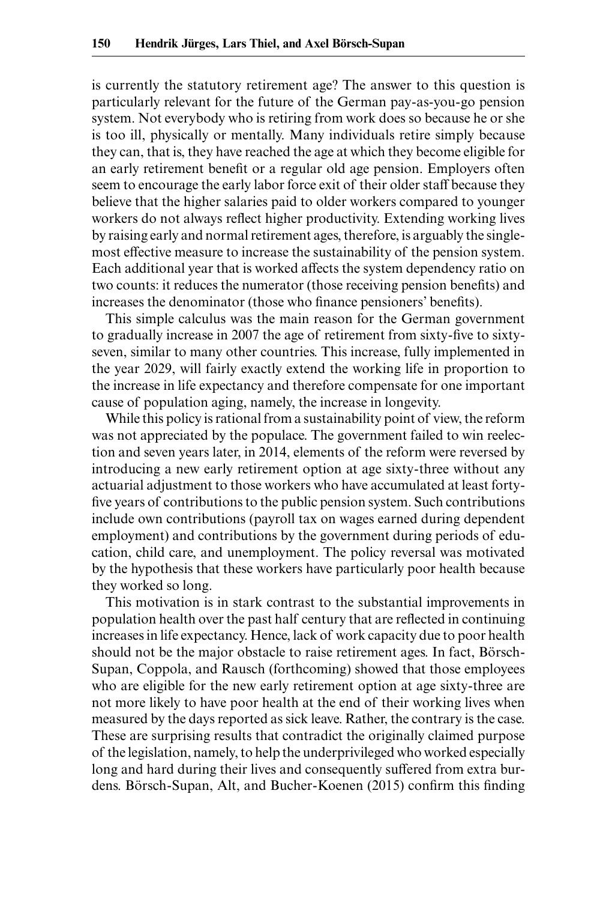is currently the statutory retirement age? The answer to this question is particularly relevant for the future of the German pay-as-you-go pension system. Not everybody who is retiring from work does so because he or she is too ill, physically or mentally. Many individuals retire simply because they can, that is, they have reached the age at which they become eligible for an early retirement benefit or a regular old age pension. Employers often seem to encourage the early labor force exit of their older staff because they believe that the higher salaries paid to older workers compared to younger workers do not always reflect higher productivity. Extending working lives by raising early and normal retirement ages, therefore, is arguably the single-most effective measure to increase the sustainability of the pension system. Each additional year that is worked affects the system dependency ratio on two counts: it reduces the numerator (those receiving pension benefits) and increases the denominator (those who finance pensioners' benefits).

This simple calculus was the main reason for the German government to gradually increase in 2007 the age of retirement from sixty-five to sixty-seven, similar to many other countries. This increase, fully implemented in the year 2029, will fairly exactly extend the working life in proportion to the increase in life expectancy and therefore compensate for one important cause of population aging, namely, the increase in longevity.

While this policy is rational from a sustainability point of view, the reform was not appreciated by the populace. The government failed to win reelection and seven years later, in 2014, elements of the reform were reversed by introducing a new early retirement option at age sixty-three without any actuarial adjustment to those workers who have accumulated at least forty-five years of contributions to the public pension system. Such contributions include own contributions (payroll tax on wages earned during dependent employment) and contributions by the government during periods of education, child care, and unemployment. The policy reversal was motivated by the hypothesis that these workers have particularly poor health because they worked so long.

This motivation is in stark contrast to the substantial improvements in population health over the past half century that are reflected in continuing increases in life expectancy. Hence, lack of work capacity due to poor health should not be the major obstacle to raise retirement ages. In fact, Börsch-Supan, Coppola, and Rausch (forthcoming) showed that those employees who are eligible for the new early retirement option at age sixty-three are not more likely to have poor health at the end of their working lives when measured by the days reported as sick leave. Rather, the contrary is the case. These are surprising results that contradict the originally claimed purpose of the legislation, namely, to help the underprivileged who worked especially long and hard during their lives and consequently suffered from extra burdens. Börsch-Supan, Alt, and Bucher-Koenen (2015) confirm this finding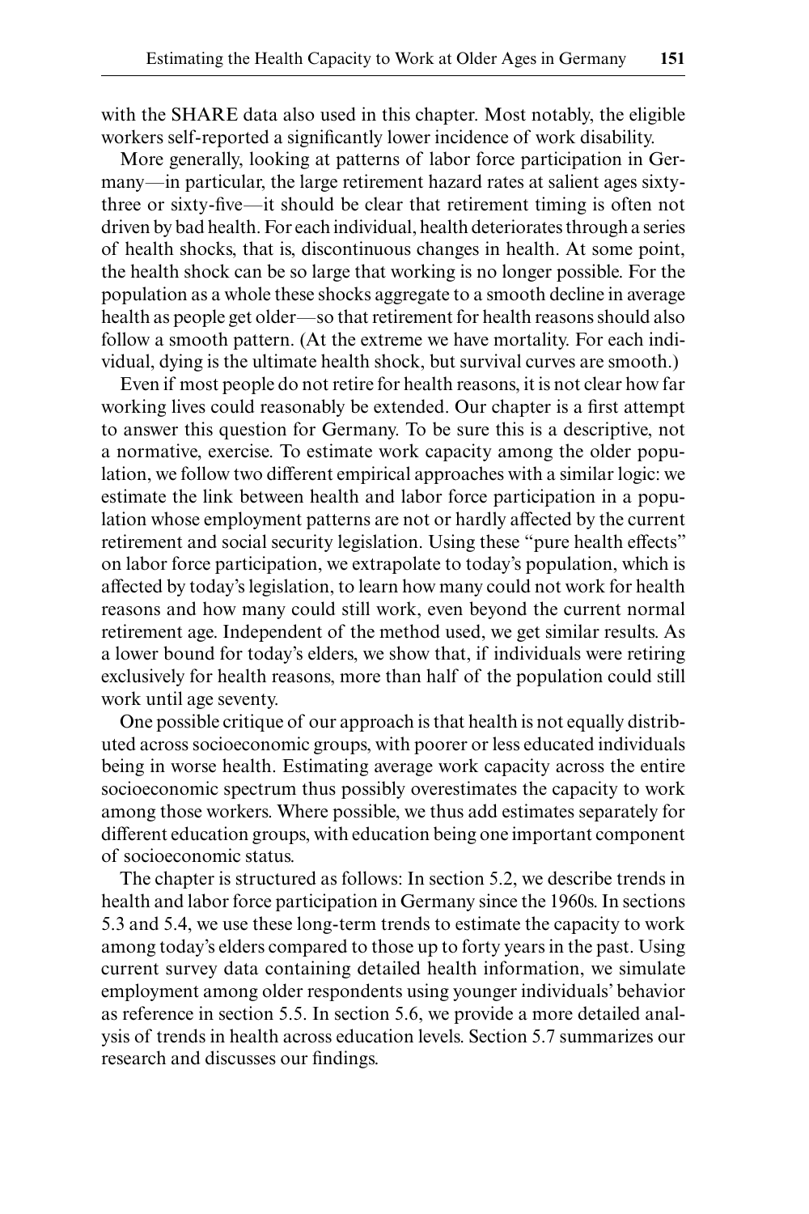with the SHARE data also used in this chapter. Most notably, the eligible workers self-reported a significantly lower incidence of work disability.

More generally, looking at patterns of labor force participation in Germany—in particular, the large retirement hazard rates at salient ages sixty-three or sixty-five—it should be clear that retirement timing is often not driven by bad health. For each individual, health deteriorates through a series of health shocks, that is, discontinuous changes in health. At some point, the health shock can be so large that working is no longer possible. For the population as a whole these shocks aggregate to a smooth decline in average health as people get older—so that retirement for health reasons should also follow a smooth pattern. (At the extreme we have mortality. For each individual, dying is the ultimate health shock, but survival curves are smooth.)

Even if most people do not retire for health reasons, it is not clear how far working lives could reasonably be extended. Our chapter is a first attempt to answer this question for Germany. To be sure this is a descriptive, not a normative, exercise. To estimate work capacity among the older population, we follow two different empirical approaches with a similar logic: we estimate the link between health and labor force participation in a population whose employment patterns are not or hardly affected by the current retirement and social security legislation. Using these "pure health effects" on labor force participation, we extrapolate to today's population, which is affected by today's legislation, to learn how many could not work for health reasons and how many could still work, even beyond the current normal retirement age. Independent of the method used, we get similar results. As a lower bound for today's elders, we show that, if individuals were retiring exclusively for health reasons, more than half of the population could still work until age seventy.

One possible critique of our approach is that health is not equally distributed across socioeconomic groups, with poorer or less educated individuals being in worse health. Estimating average work capacity across the entire socioeconomic spectrum thus possibly overestimates the capacity to work among those workers. Where possible, we thus add estimates separately for different education groups, with education being one important component of socioeconomic status.

The chapter is structured as follows: In section 5.2, we describe trends in health and labor force participation in Germany since the 1960s. In sections 5.3 and 5.4, we use these long-term trends to estimate the capacity to work among today's elders compared to those up to forty years in the past. Using current survey data containing detailed health information, we simulate employment among older respondents using younger individuals' behavior as reference in section 5.5. In section 5.6, we provide a more detailed analysis of trends in health across education levels. Section 5.7 summarizes our research and discusses our findings.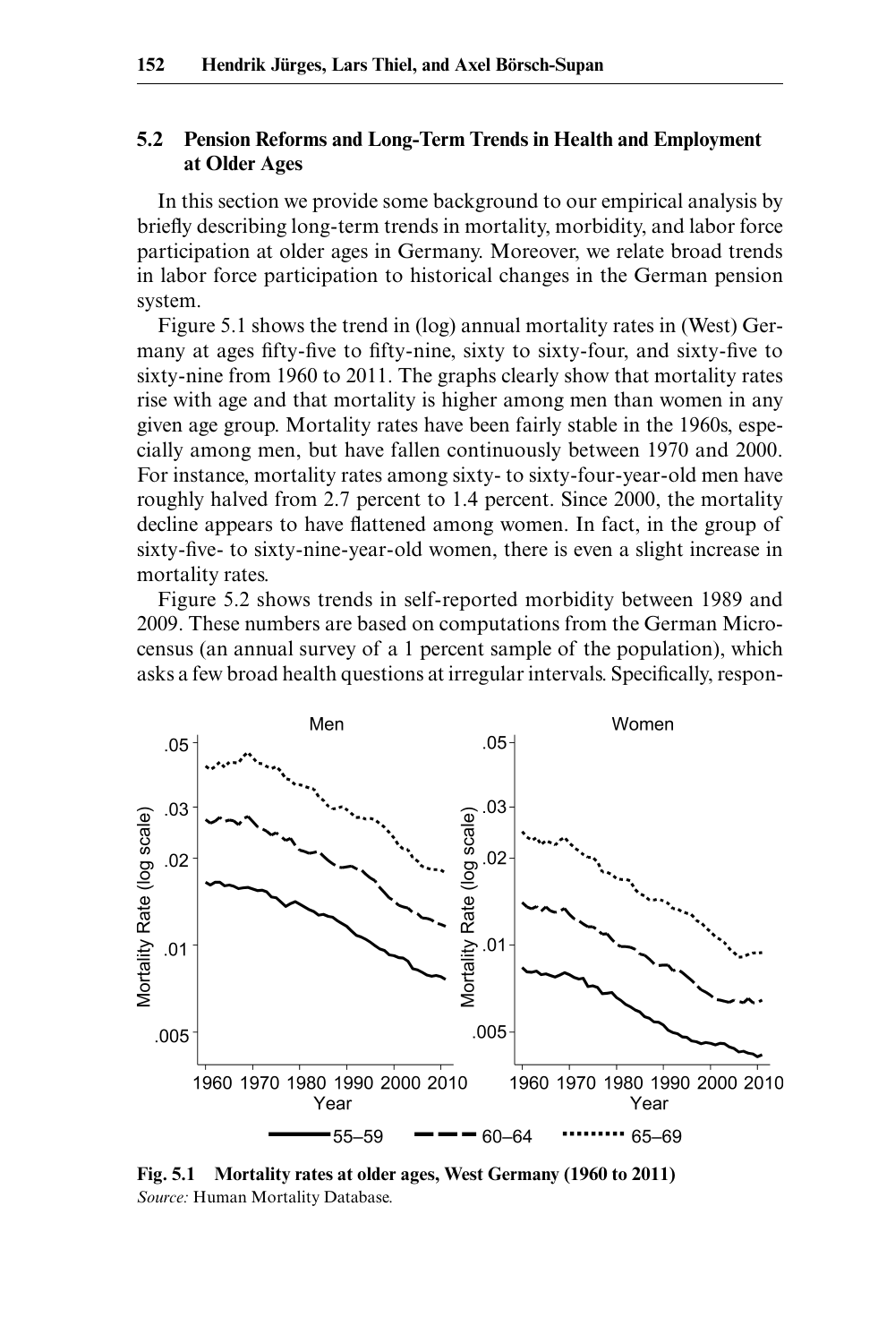## 5.2 Pension Reforms and Long-Term Trends in Health and Employment at Older Ages

In this section we provide some background to our empirical analysis by briefly describing long-term trends in mortality, morbidity, and labor force participation at older ages in Germany. Moreover, we relate broad trends in labor force participation to historical changes in the German pension system.

Figure 5.1 shows the trend in (log) annual mortality rates in (West) Germany at ages fifty-five to fifty-nine, sixty to sixty-four, and sixty-five to sixty-nine from 1960 to 2011. The graphs clearly show that mortality rates rise with age and that mortality is higher among men than women in any given age group. Mortality rates have been fairly stable in the 1960s, especially among men, but have fallen continuously between 1970 and 2000. For instance, mortality rates among sixty- to sixty-four-year-old men have roughly halved from 2.7 percent to 1.4 percent. Since 2000, the mortality decline appears to have flattened among women. In fact, in the group of sixty-five- to sixty-nine-year-old women, there is even a slight increase in mortality rates.

Figure 5.2 shows trends in self-reported morbidity between 1989 and 2009. These numbers are based on computations from the German Microcensus (an annual survey of a 1 percent sample of the population), which asks a few broad health questions at irregular intervals. Specifically, respon-

**Fig. 5.1 Mortality rates at older ages, West Germany (1960 to 2011)**
*Source:* Human Mortality Database.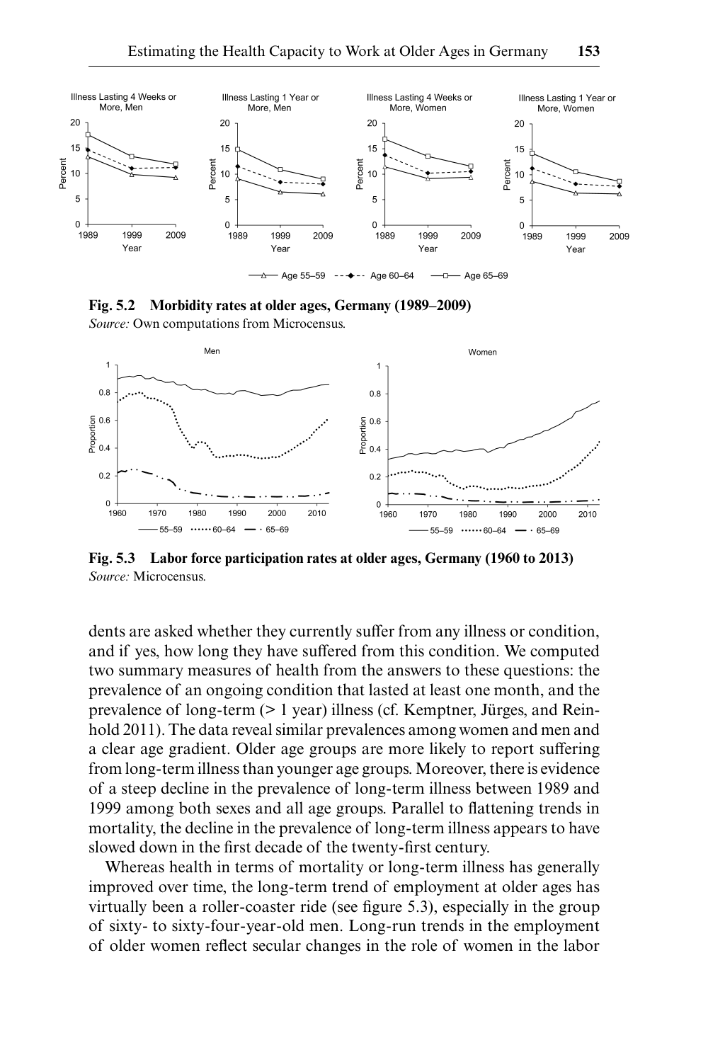**Fig. 5.2 Morbidity rates at older ages, Germany (1989–2009)**
*Source:* Own computations from Microcensus.

**Fig. 5.3 Labor force participation rates at older ages, Germany (1960 to 2013)**
*Source:* Microcensus.

dents are asked whether they currently suffer from any illness or condition, and if yes, how long they have suffered from this condition. We computed two summary measures of health from the answers to these questions: the prevalence of an ongoing condition that lasted at least one month, and the prevalence of long-term (> 1 year) illness (cf. Kemptner, Jürges, and Reinhold 2011). The data reveal similar prevalences among women and men and a clear age gradient. Older age groups are more likely to report suffering from long-term illness than younger age groups. Moreover, there is evidence of a steep decline in the prevalence of long-term illness between 1989 and 1999 among both sexes and all age groups. Parallel to flattening trends in mortality, the decline in the prevalence of long-term illness appears to have slowed down in the first decade of the twenty-first century.

Whereas health in terms of mortality or long-term illness has generally improved over time, the long-term trend of employment at older ages has virtually been a roller-coaster ride (see figure 5.3), especially in the group of sixty- to sixty-four-year-old men. Long-run trends in the employment of older women reflect secular changes in the role of women in the labor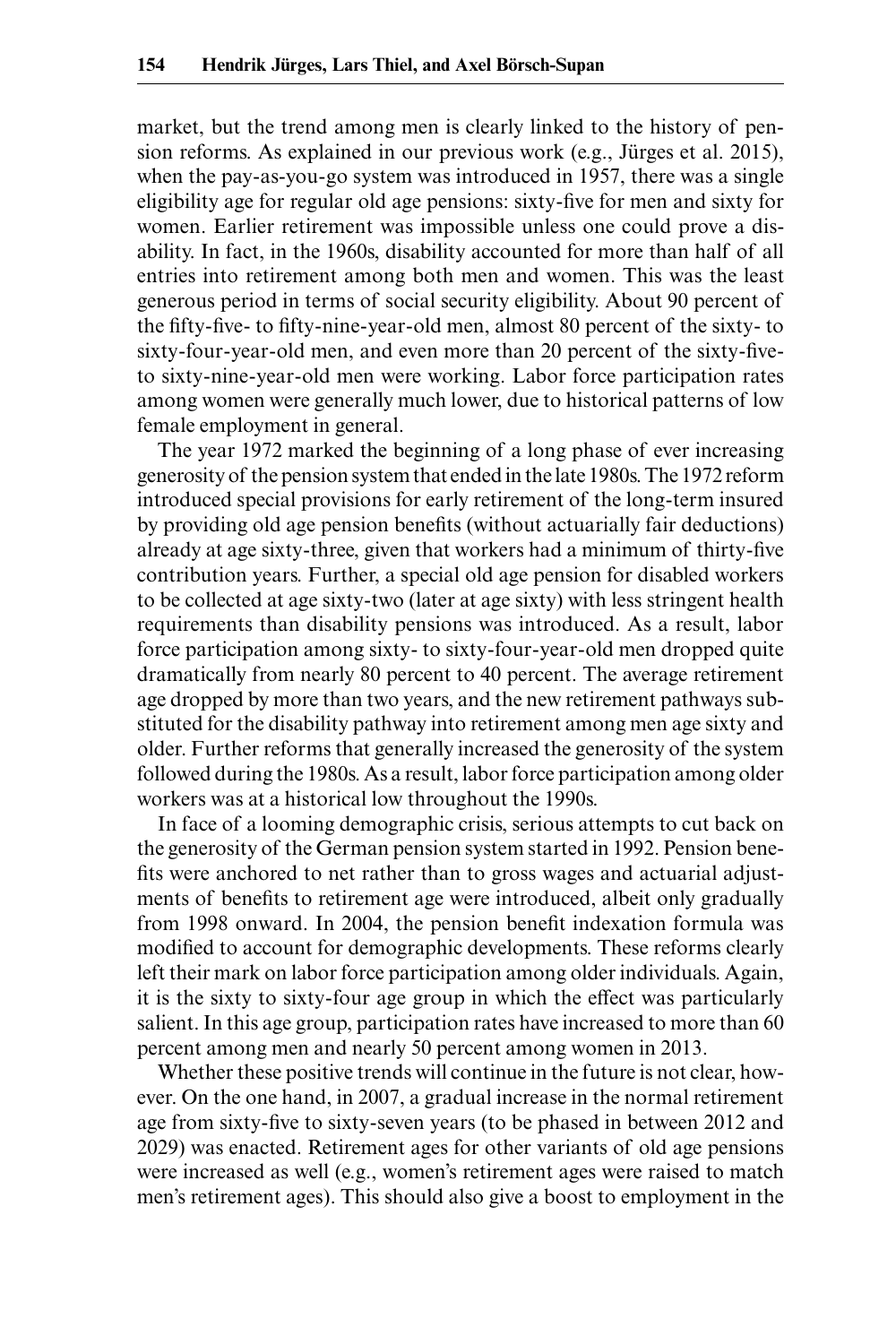market, but the trend among men is clearly linked to the history of pension reforms. As explained in our previous work (e.g., Jürges et al. 2015), when the pay-as-you-go system was introduced in 1957, there was a single eligibility age for regular old age pensions: sixty-five for men and sixty for women. Earlier retirement was impossible unless one could prove a disability. In fact, in the 1960s, disability accounted for more than half of all entries into retirement among both men and women. This was the least generous period in terms of social security eligibility. About 90 percent of the fifty-five- to fifty-nine-year-old men, almost 80 percent of the sixty- to sixty-four-year-old men, and even more than 20 percent of the sixty-five- to sixty-nine-year-old men were working. Labor force participation rates among women were generally much lower, due to historical patterns of low female employment in general.

The year 1972 marked the beginning of a long phase of ever increasing generosity of the pension system that ended in the late 1980s. The 1972 reform introduced special provisions for early retirement of the long-term insured by providing old age pension benefits (without actuarially fair deductions) already at age sixty-three, given that workers had a minimum of thirty-five contribution years. Further, a special old age pension for disabled workers to be collected at age sixty-two (later at age sixty) with less stringent health requirements than disability pensions was introduced. As a result, labor force participation among sixty- to sixty-four-year-old men dropped quite dramatically from nearly 80 percent to 40 percent. The average retirement age dropped by more than two years, and the new retirement pathways substituted for the disability pathway into retirement among men age sixty and older. Further reforms that generally increased the generosity of the system followed during the 1980s. As a result, labor force participation among older workers was at a historical low throughout the 1990s.

In face of a looming demographic crisis, serious attempts to cut back on the generosity of the German pension system started in 1992. Pension benefits were anchored to net rather than to gross wages and actuarial adjustments of benefits to retirement age were introduced, albeit only gradually from 1998 onward. In 2004, the pension benefit indexation formula was modified to account for demographic developments. These reforms clearly left their mark on labor force participation among older individuals. Again, it is the sixty to sixty-four age group in which the effect was particularly salient. In this age group, participation rates have increased to more than 60 percent among men and nearly 50 percent among women in 2013.

Whether these positive trends will continue in the future is not clear, however. On the one hand, in 2007, a gradual increase in the normal retirement age from sixty-five to sixty-seven years (to be phased in between 2012 and 2029) was enacted. Retirement ages for other variants of old age pensions were increased as well (e.g., women's retirement ages were raised to match men's retirement ages). This should also give a boost to employment in the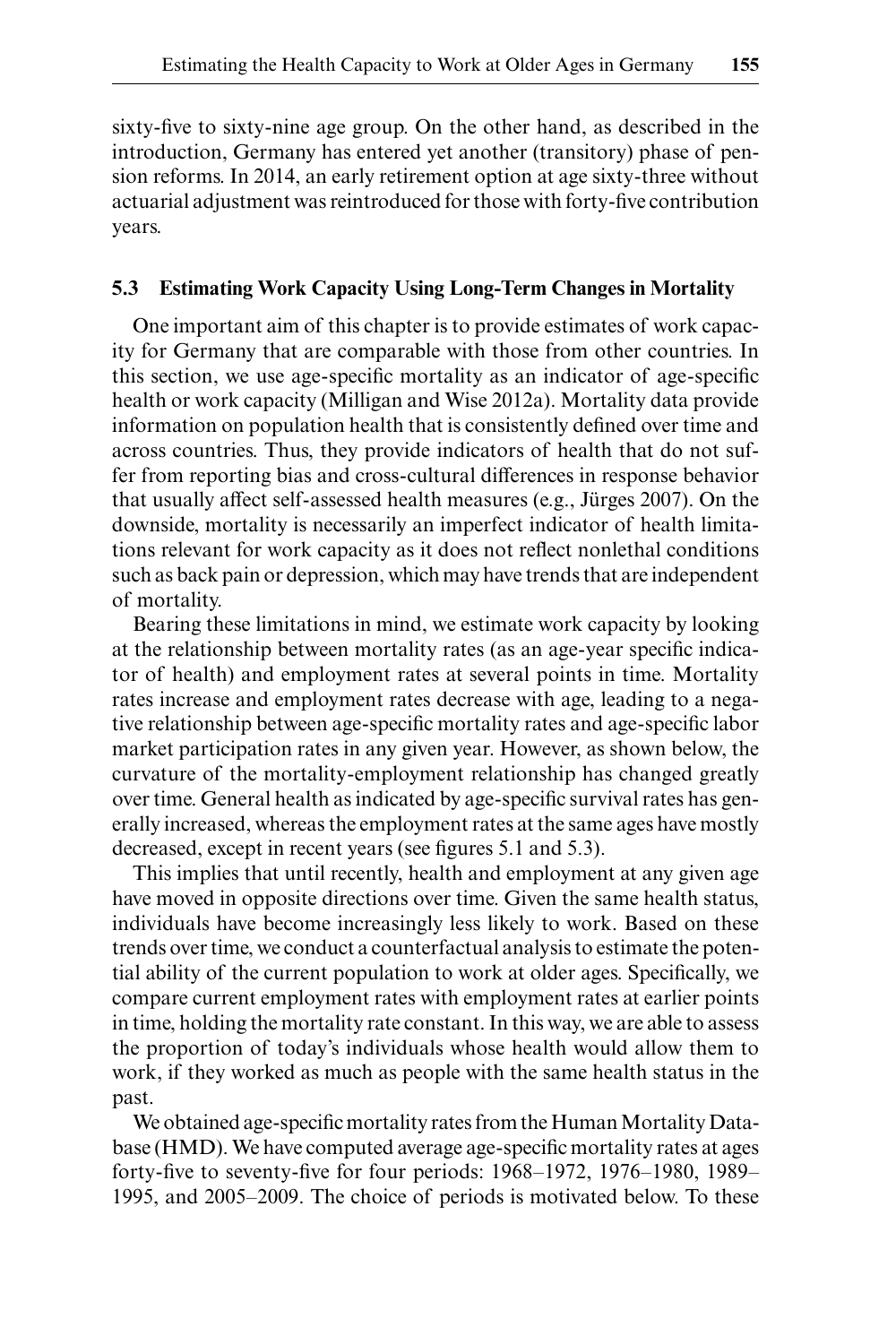sixty-five to sixty-nine age group. On the other hand, as described in the introduction, Germany has entered yet another (transitory) phase of pension reforms. In 2014, an early retirement option at age sixty-three without actuarial adjustment was reintroduced for those with forty-five contribution years.

## 5.3 Estimating Work Capacity Using Long-Term Changes in Mortality

One important aim of this chapter is to provide estimates of work capacity for Germany that are comparable with those from other countries. In this section, we use age-specific mortality as an indicator of age-specific health or work capacity (Milligan and Wise 2012a). Mortality data provide information on population health that is consistently defined over time and across countries. Thus, they provide indicators of health that do not suffer from reporting bias and cross-cultural differences in response behavior that usually affect self-assessed health measures (e.g., Jürges 2007). On the downside, mortality is necessarily an imperfect indicator of health limitations relevant for work capacity as it does not reflect nonlethal conditions such as back pain or depression, which may have trends that are independent of mortality.

Bearing these limitations in mind, we estimate work capacity by looking at the relationship between mortality rates (as an age-year specific indicator of health) and employment rates at several points in time. Mortality rates increase and employment rates decrease with age, leading to a negative relationship between age-specific mortality rates and age-specific labor market participation rates in any given year. However, as shown below, the curvature of the mortality-employment relationship has changed greatly over time. General health as indicated by age-specific survival rates has generally increased, whereas the employment rates at the same ages have mostly decreased, except in recent years (see figures 5.1 and 5.3).

This implies that until recently, health and employment at any given age have moved in opposite directions over time. Given the same health status, individuals have become increasingly less likely to work. Based on these trends over time, we conduct a counterfactual analysis to estimate the potential ability of the current population to work at older ages. Specifically, we compare current employment rates with employment rates at earlier points in time, holding the mortality rate constant. In this way, we are able to assess the proportion of today's individuals whose health would allow them to work, if they worked as much as people with the same health status in the past.

We obtained age-specific mortality rates from the Human Mortality Database (HMD). We have computed average age-specific mortality rates at ages forty-five to seventy-five for four periods: 1968–1972, 1976–1980, 1989–1995, and 2005–2009. The choice of periods is motivated below. To these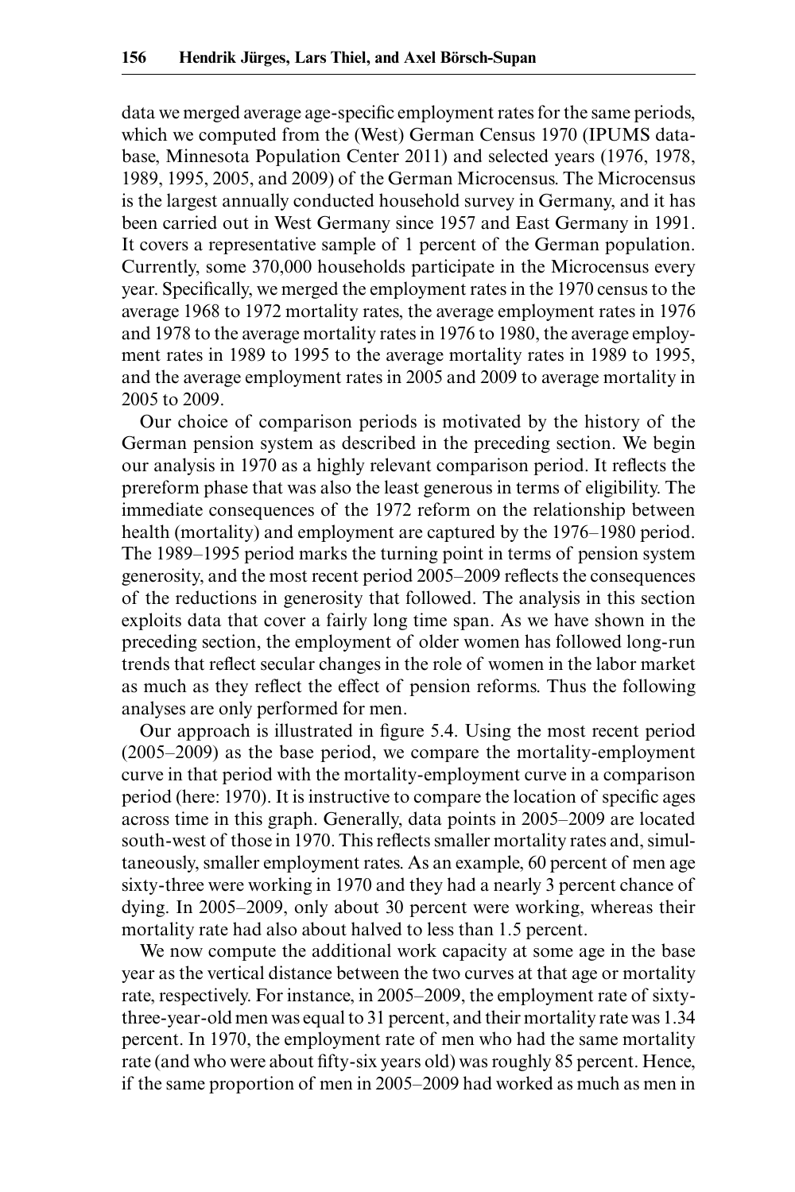data we merged average age-specific employment rates for the same periods, which we computed from the (West) German Census 1970 (IPUMS database, Minnesota Population Center 2011) and selected years (1976, 1978, 1989, 1995, 2005, and 2009) of the German Microcensus. The Microcensus is the largest annually conducted household survey in Germany, and it has been carried out in West Germany since 1957 and East Germany in 1991. It covers a representative sample of 1 percent of the German population. Currently, some 370,000 households participate in the Microcensus every year. Specifically, we merged the employment rates in the 1970 census to the average 1968 to 1972 mortality rates, the average employment rates in 1976 and 1978 to the average mortality rates in 1976 to 1980, the average employment rates in 1989 to 1995 to the average mortality rates in 1989 to 1995, and the average employment rates in 2005 and 2009 to average mortality in 2005 to 2009.

Our choice of comparison periods is motivated by the history of the German pension system as described in the preceding section. We begin our analysis in 1970 as a highly relevant comparison period. It reflects the prereform phase that was also the least generous in terms of eligibility. The immediate consequences of the 1972 reform on the relationship between health (mortality) and employment are captured by the 1976–1980 period. The 1989–1995 period marks the turning point in terms of pension system generosity, and the most recent period 2005–2009 reflects the consequences of the reductions in generosity that followed. The analysis in this section exploits data that cover a fairly long time span. As we have shown in the preceding section, the employment of older women has followed long-run trends that reflect secular changes in the role of women in the labor market as much as they reflect the effect of pension reforms. Thus the following analyses are only performed for men.

Our approach is illustrated in figure 5.4. Using the most recent period (2005–2009) as the base period, we compare the mortality-employment curve in that period with the mortality-employment curve in a comparison period (here: 1970). It is instructive to compare the location of specific ages across time in this graph. Generally, data points in 2005–2009 are located south-west of those in 1970. This reflects smaller mortality rates and, simultaneously, smaller employment rates. As an example, 60 percent of men age sixty-three were working in 1970 and they had a nearly 3 percent chance of dying. In 2005–2009, only about 30 percent were working, whereas their mortality rate had also about halved to less than 1.5 percent.

We now compute the additional work capacity at some age in the base year as the vertical distance between the two curves at that age or mortality rate, respectively. For instance, in 2005–2009, the employment rate of sixty-three-year-old men was equal to 31 percent, and their mortality rate was 1.34 percent. In 1970, the employment rate of men who had the same mortality rate (and who were about fifty-six years old) was roughly 85 percent. Hence, if the same proportion of men in 2005–2009 had worked as much as men in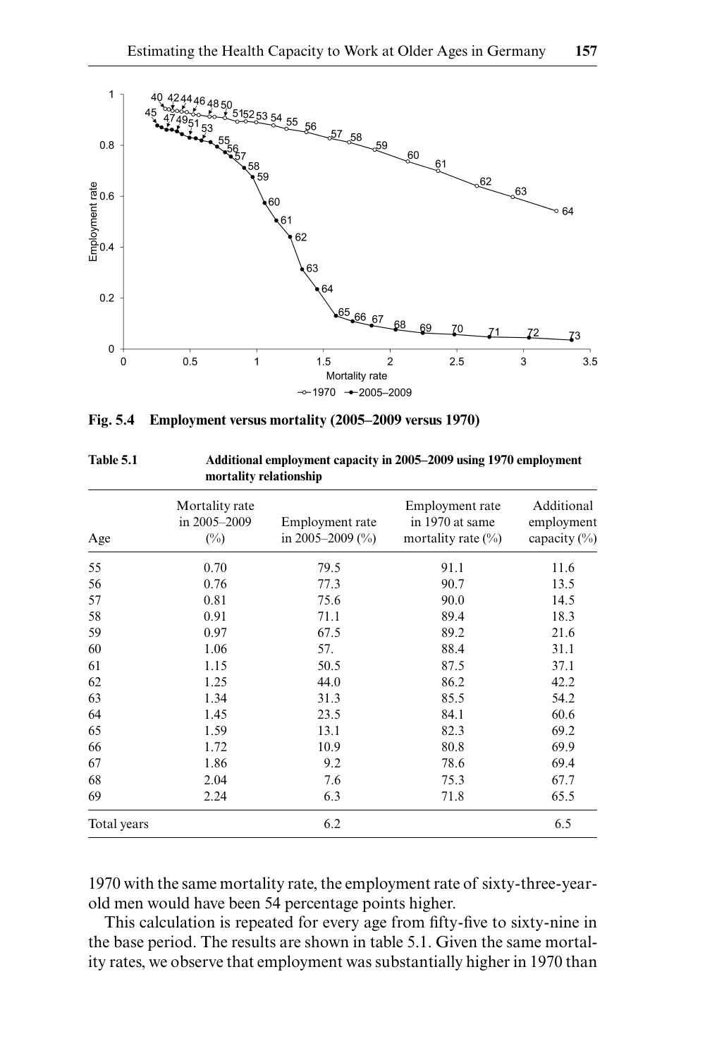**Fig. 5.4 Employment versus mortality (2005–2009 versus 1970)**

**Table 5.1 Additional employment capacity in 2005–2009 using 1970 employment mortality relationship**

| Age | Mortality rate in 2005–2009 (%) | Employment rate in 2005–2009 (%) | Employment rate in 1970 at same mortality rate (%) | Additional employment capacity (%) |
|---|---|---|---|---|
| 55 | 0.70 | 79.5 | 91.1 | 11.6 |
| 56 | 0.76 | 77.3 | 90.7 | 13.5 |
| 57 | 0.81 | 75.6 | 90.0 | 14.5 |
| 58 | 0.91 | 71.1 | 89.4 | 18.3 |
| 59 | 0.97 | 67.5 | 89.2 | 21.6 |
| 60 | 1.06 | 57. | 88.4 | 31.1 |
| 61 | 1.15 | 50.5 | 87.5 | 37.1 |
| 62 | 1.25 | 44.0 | 86.2 | 42.2 |
| 63 | 1.34 | 31.3 | 85.5 | 54.2 |
| 64 | 1.45 | 23.5 | 84.1 | 60.6 |
| 65 | 1.59 | 13.1 | 82.3 | 69.2 |
| 66 | 1.72 | 10.9 | 80.8 | 69.9 |
| 67 | 1.86 | 9.2 | 78.6 | 69.4 |
| 68 | 2.04 | 7.6 | 75.3 | 67.7 |
| 69 | 2.24 | 6.3 | 71.8 | 65.5 |
| Total years | | 6.2 | | 6.5 |

1970 with the same mortality rate, the employment rate of sixty-three-year-old men would have been 54 percentage points higher.

This calculation is repeated for every age from fifty-five to sixty-nine in the base period. The results are shown in table 5.1. Given the same mortality rates, we observe that employment was substantially higher in 1970 than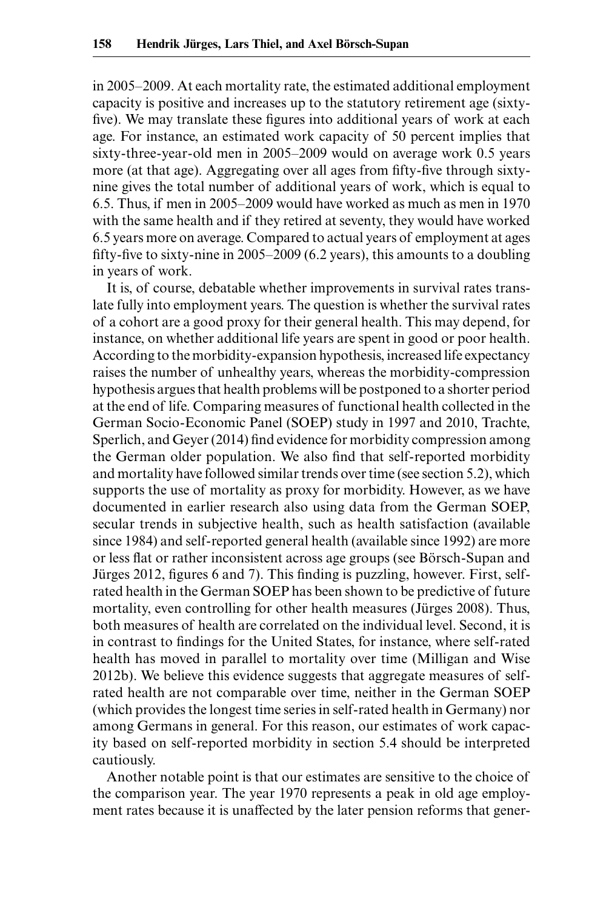in 2005–2009. At each mortality rate, the estimated additional employment capacity is positive and increases up to the statutory retirement age (sixty-five). We may translate these figures into additional years of work at each age. For instance, an estimated work capacity of 50 percent implies that sixty-three-year-old men in 2005–2009 would on average work 0.5 years more (at that age). Aggregating over all ages from fifty-five through sixty-nine gives the total number of additional years of work, which is equal to 6.5. Thus, if men in 2005–2009 would have worked as much as men in 1970 with the same health and if they retired at seventy, they would have worked 6.5 years more on average. Compared to actual years of employment at ages fifty-five to sixty-nine in 2005–2009 (6.2 years), this amounts to a doubling in years of work.

It is, of course, debatable whether improvements in survival rates translate fully into employment years. The question is whether the survival rates of a cohort are a good proxy for their general health. This may depend, for instance, on whether additional life years are spent in good or poor health. According to the morbidity-expansion hypothesis, increased life expectancy raises the number of unhealthy years, whereas the morbidity-compression hypothesis argues that health problems will be postponed to a shorter period at the end of life. Comparing measures of functional health collected in the German Socio-Economic Panel (SOEP) study in 1997 and 2010, Trachte, Sperlich, and Geyer (2014) find evidence for morbidity compression among the German older population. We also find that self-reported morbidity and mortality have followed similar trends over time (see section 5.2), which supports the use of mortality as proxy for morbidity. However, as we have documented in earlier research also using data from the German SOEP, secular trends in subjective health, such as health satisfaction (available since 1984) and self-reported general health (available since 1992) are more or less flat or rather inconsistent across age groups (see Börsch-Supan and Jürges 2012, figures 6 and 7). This finding is puzzling, however. First, self-rated health in the German SOEP has been shown to be predictive of future mortality, even controlling for other health measures (Jürges 2008). Thus, both measures of health are correlated on the individual level. Second, it is in contrast to findings for the United States, for instance, where self-rated health has moved in parallel to mortality over time (Milligan and Wise 2012b). We believe this evidence suggests that aggregate measures of self-rated health are not comparable over time, neither in the German SOEP (which provides the longest time series in self-rated health in Germany) nor among Germans in general. For this reason, our estimates of work capacity based on self-reported morbidity in section 5.4 should be interpreted cautiously.

Another notable point is that our estimates are sensitive to the choice of the comparison year. The year 1970 represents a peak in old age employment rates because it is unaffected by the later pension reforms that gener-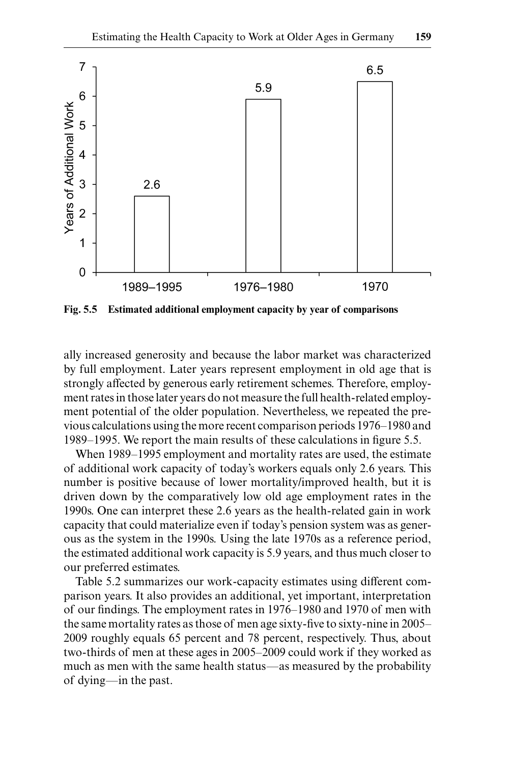Fig. 5.5 **Estimated additional employment capacity by year of comparisons**

ally increased generosity and because the labor market was characterized by full employment. Later years represent employment in old age that is strongly affected by generous early retirement schemes. Therefore, employment rates in those later years do not measure the full health-related employment potential of the older population. Nevertheless, we repeated the previous calculations using the more recent comparison periods 1976–1980 and 1989–1995. We report the main results of these calculations in figure 5.5.

When 1989–1995 employment and mortality rates are used, the estimate of additional work capacity of today's workers equals only 2.6 years. This number is positive because of lower mortality/improved health, but it is driven down by the comparatively low old age employment rates in the 1990s. One can interpret these 2.6 years as the health-related gain in work capacity that could materialize even if today's pension system was as generous as the system in the 1990s. Using the late 1970s as a reference period, the estimated additional work capacity is 5.9 years, and thus much closer to our preferred estimates.

Table 5.2 summarizes our work-capacity estimates using different comparison years. It also provides an additional, yet important, interpretation of our findings. The employment rates in 1976–1980 and 1970 of men with the same mortality rates as those of men age sixty-five to sixty-nine in 2005–2009 roughly equals 65 percent and 78 percent, respectively. Thus, about two-thirds of men at these ages in 2005–2009 could work if they worked as much as men with the same health status—as measured by the probability of dying—in the past.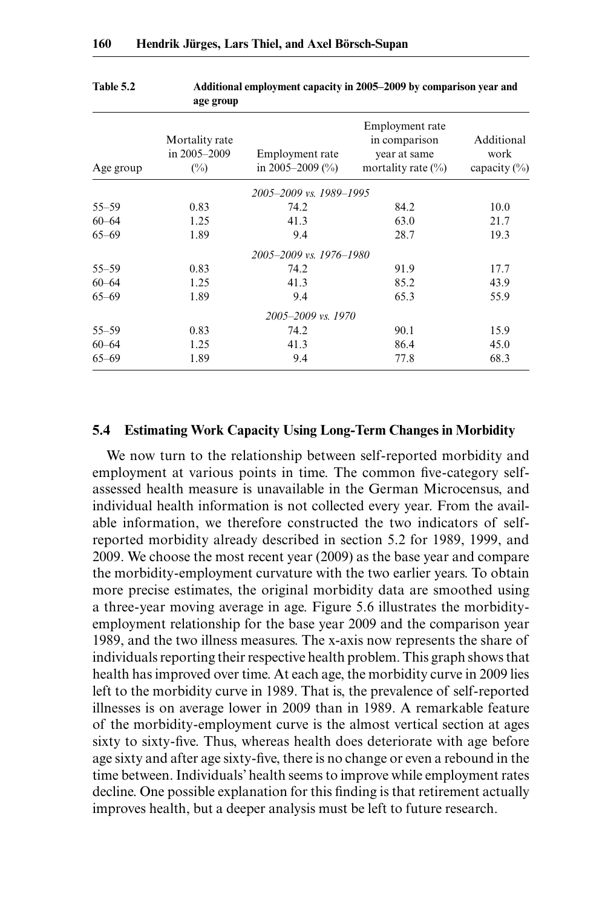**Table 5.2** Additional employment capacity in 2005–2009 by comparison year and age group

| Age group | Mortality rate in 2005–2009 (%) | Employment rate in 2005–2009 (%) | Employment rate in comparison year at same mortality rate (%) | Additional work capacity (%) |
|---|---|---|---|---|
| | | *2005–2009 vs. 1989–1995* | | |
| 55–59 | 0.83 | 74.2 | 84.2 | 10.0 |
| 60–64 | 1.25 | 41.3 | 63.0 | 21.7 |
| 65–69 | 1.89 | 9.4 | 28.7 | 19.3 |
| | | *2005–2009 vs. 1976–1980* | | |
| 55–59 | 0.83 | 74.2 | 91.9 | 17.7 |
| 60–64 | 1.25 | 41.3 | 85.2 | 43.9 |
| 65–69 | 1.89 | 9.4 | 65.3 | 55.9 |
| | | *2005–2009 vs. 1970* | | |
| 55–59 | 0.83 | 74.2 | 90.1 | 15.9 |
| 60–64 | 1.25 | 41.3 | 86.4 | 45.0 |
| 65–69 | 1.89 | 9.4 | 77.8 | 68.3 |

## 5.4 Estimating Work Capacity Using Long-Term Changes in Morbidity

We now turn to the relationship between self-reported morbidity and employment at various points in time. The common five-category self-assessed health measure is unavailable in the German Microcensus, and individual health information is not collected every year. From the available information, we therefore constructed the two indicators of self-reported morbidity already described in section 5.2 for 1989, 1999, and 2009. We choose the most recent year (2009) as the base year and compare the morbidity-employment curvature with the two earlier years. To obtain more precise estimates, the original morbidity data are smoothed using a three-year moving average in age. Figure 5.6 illustrates the morbidity-employment relationship for the base year 2009 and the comparison year 1989, and the two illness measures. The x-axis now represents the share of individuals reporting their respective health problem. This graph shows that health has improved over time. At each age, the morbidity curve in 2009 lies left to the morbidity curve in 1989. That is, the prevalence of self-reported illnesses is on average lower in 2009 than in 1989. A remarkable feature of the morbidity-employment curve is the almost vertical section at ages sixty to sixty-five. Thus, whereas health does deteriorate with age before age sixty and after age sixty-five, there is no change or even a rebound in the time between. Individuals' health seems to improve while employment rates decline. One possible explanation for this finding is that retirement actually improves health, but a deeper analysis must be left to future research.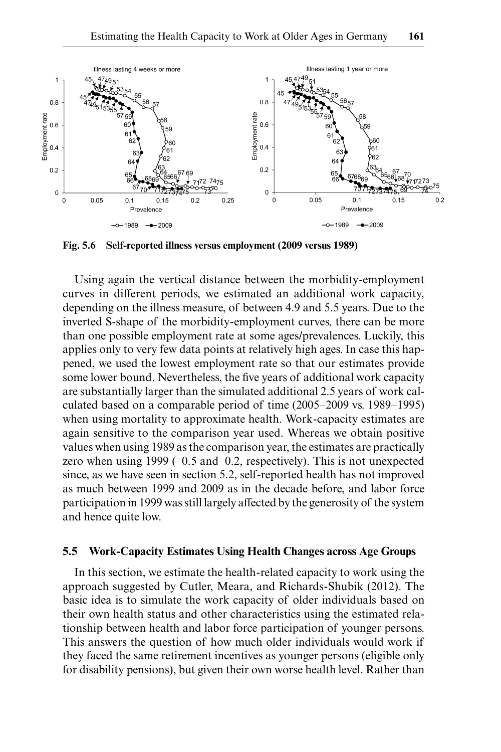**Fig. 5.6 Self-reported illness versus employment (2009 versus 1989)**

Using again the vertical distance between the morbidity-employment curves in different periods, we estimated an additional work capacity, depending on the illness measure, of between 4.9 and 5.5 years. Due to the inverted S-shape of the morbidity-employment curves, there can be more than one possible employment rate at some ages/prevalences. Luckily, this applies only to very few data points at relatively high ages. In case this happened, we used the lowest employment rate so that our estimates provide some lower bound. Nevertheless, the five years of additional work capacity are substantially larger than the simulated additional 2.5 years of work calculated based on a comparable period of time (2005–2009 vs. 1989–1995) when using mortality to approximate health. Work-capacity estimates are again sensitive to the comparison year used. Whereas we obtain positive values when using 1989 as the comparison year, the estimates are practically zero when using 1999 (–0.5 and–0.2, respectively). This is not unexpected since, as we have seen in section 5.2, self-reported health has not improved as much between 1999 and 2009 as in the decade before, and labor force participation in 1999 was still largely affected by the generosity of the system and hence quite low.

## 5.5 Work-Capacity Estimates Using Health Changes across Age Groups

In this section, we estimate the health-related capacity to work using the approach suggested by Cutler, Meara, and Richards-Shubik (2012). The basic idea is to simulate the work capacity of older individuals based on their own health status and other characteristics using the estimated relationship between health and labor force participation of younger persons. This answers the question of how much older individuals would work if they faced the same retirement incentives as younger persons (eligible only for disability pensions), but given their own worse health level. Rather than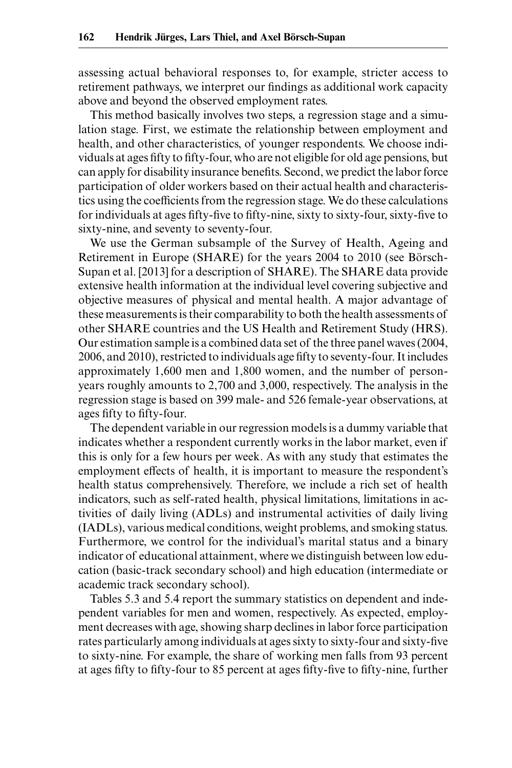assessing actual behavioral responses to, for example, stricter access to retirement pathways, we interpret our findings as additional work capacity above and beyond the observed employment rates.

This method basically involves two steps, a regression stage and a simulation stage. First, we estimate the relationship between employment and health, and other characteristics, of younger respondents. We choose individuals at ages fifty to fifty-four, who are not eligible for old age pensions, but can apply for disability insurance benefits. Second, we predict the labor force participation of older workers based on their actual health and characteristics using the coefficients from the regression stage. We do these calculations for individuals at ages fifty-five to fifty-nine, sixty to sixty-four, sixty-five to sixty-nine, and seventy to seventy-four.

We use the German subsample of the Survey of Health, Ageing and Retirement in Europe (SHARE) for the years 2004 to 2010 (see Börsch-Supan et al. [2013] for a description of SHARE). The SHARE data provide extensive health information at the individual level covering subjective and objective measures of physical and mental health. A major advantage of these measurements is their comparability to both the health assessments of other SHARE countries and the US Health and Retirement Study (HRS). Our estimation sample is a combined data set of the three panel waves (2004, 2006, and 2010), restricted to individuals age fifty to seventy-four. It includes approximately 1,600 men and 1,800 women, and the number of person-years roughly amounts to 2,700 and 3,000, respectively. The analysis in the regression stage is based on 399 male- and 526 female-year observations, at ages fifty to fifty-four.

The dependent variable in our regression models is a dummy variable that indicates whether a respondent currently works in the labor market, even if this is only for a few hours per week. As with any study that estimates the employment effects of health, it is important to measure the respondent's health status comprehensively. Therefore, we include a rich set of health indicators, such as self-rated health, physical limitations, limitations in activities of daily living (ADLs) and instrumental activities of daily living (IADLs), various medical conditions, weight problems, and smoking status. Furthermore, we control for the individual's marital status and a binary indicator of educational attainment, where we distinguish between low education (basic-track secondary school) and high education (intermediate or academic track secondary school).

Tables 5.3 and 5.4 report the summary statistics on dependent and independent variables for men and women, respectively. As expected, employment decreases with age, showing sharp declines in labor force participation rates particularly among individuals at ages sixty to sixty-four and sixty-five to sixty-nine. For example, the share of working men falls from 93 percent at ages fifty to fifty-four to 85 percent at ages fifty-five to fifty-nine, further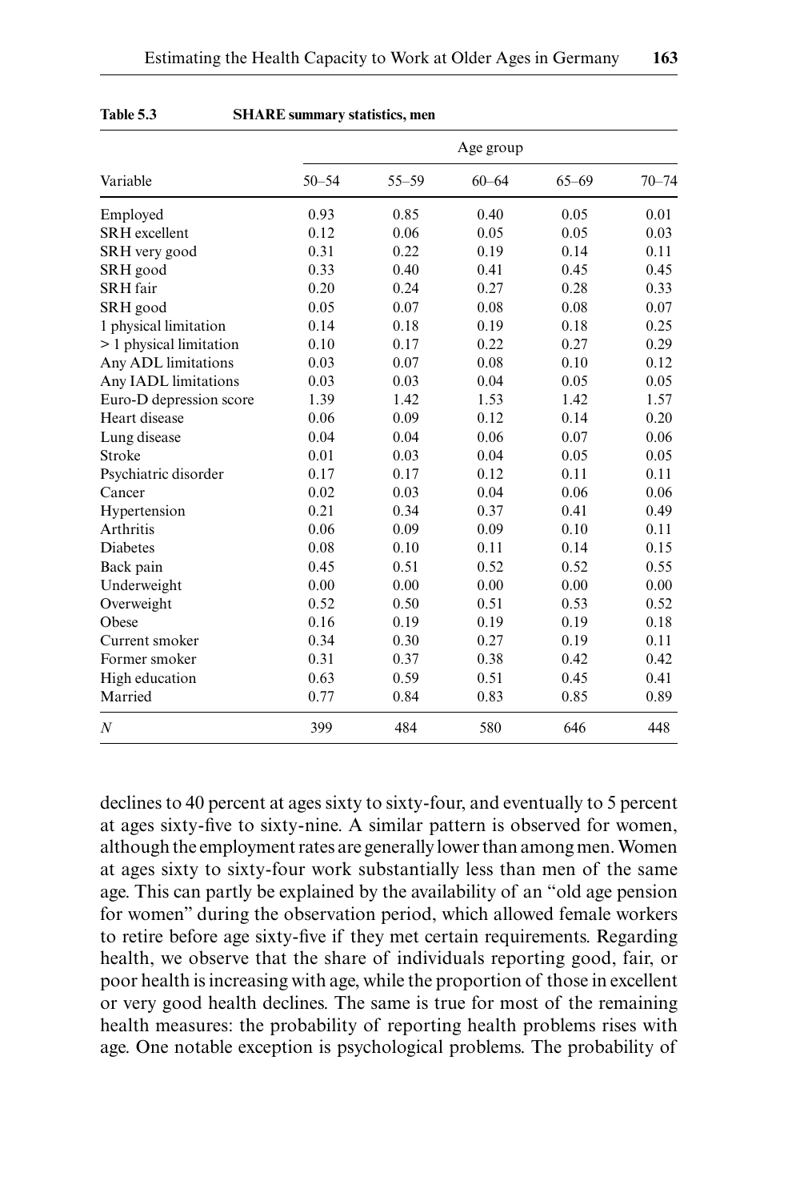**Table 5.3 SHARE summary statistics, men**

| Variable | Age group | | | | |
|---|---|---|---|---|---|
| | 50–54 | 55–59 | 60–64 | 65–69 | 70–74 |
| Employed | 0.93 | 0.85 | 0.40 | 0.05 | 0.01 |
| SRH excellent | 0.12 | 0.06 | 0.05 | 0.05 | 0.03 |
| SRH very good | 0.31 | 0.22 | 0.19 | 0.14 | 0.11 |
| SRH good | 0.33 | 0.40 | 0.41 | 0.45 | 0.45 |
| SRH fair | 0.20 | 0.24 | 0.27 | 0.28 | 0.33 |
| SRH good | 0.05 | 0.07 | 0.08 | 0.08 | 0.07 |
| 1 physical limitation | 0.14 | 0.18 | 0.19 | 0.18 | 0.25 |
| > 1 physical limitation | 0.10 | 0.17 | 0.22 | 0.27 | 0.29 |
| Any ADL limitations | 0.03 | 0.07 | 0.08 | 0.10 | 0.12 |
| Any IADL limitations | 0.03 | 0.03 | 0.04 | 0.05 | 0.05 |
| Euro-D depression score | 1.39 | 1.42 | 1.53 | 1.42 | 1.57 |
| Heart disease | 0.06 | 0.09 | 0.12 | 0.14 | 0.20 |
| Lung disease | 0.04 | 0.04 | 0.06 | 0.07 | 0.06 |
| Stroke | 0.01 | 0.03 | 0.04 | 0.05 | 0.05 |
| Psychiatric disorder | 0.17 | 0.17 | 0.12 | 0.11 | 0.11 |
| Cancer | 0.02 | 0.03 | 0.04 | 0.06 | 0.06 |
| Hypertension | 0.21 | 0.34 | 0.37 | 0.41 | 0.49 |
| Arthritis | 0.06 | 0.09 | 0.09 | 0.10 | 0.11 |
| Diabetes | 0.08 | 0.10 | 0.11 | 0.14 | 0.15 |
| Back pain | 0.45 | 0.51 | 0.52 | 0.52 | 0.55 |
| Underweight | 0.00 | 0.00 | 0.00 | 0.00 | 0.00 |
| Overweight | 0.52 | 0.50 | 0.51 | 0.53 | 0.52 |
| Obese | 0.16 | 0.19 | 0.19 | 0.19 | 0.18 |
| Current smoker | 0.34 | 0.30 | 0.27 | 0.19 | 0.11 |
| Former smoker | 0.31 | 0.37 | 0.38 | 0.42 | 0.42 |
| High education | 0.63 | 0.59 | 0.51 | 0.45 | 0.41 |
| Married | 0.77 | 0.84 | 0.83 | 0.85 | 0.89 |
| *N* | 399 | 484 | 580 | 646 | 448 |

declines to 40 percent at ages sixty to sixty-four, and eventually to 5 percent at ages sixty-five to sixty-nine. A similar pattern is observed for women, although the employment rates are generally lower than among men. Women at ages sixty to sixty-four work substantially less than men of the same age. This can partly be explained by the availability of an "old age pension for women" during the observation period, which allowed female workers to retire before age sixty-five if they met certain requirements. Regarding health, we observe that the share of individuals reporting good, fair, or poor health is increasing with age, while the proportion of those in excellent or very good health declines. The same is true for most of the remaining health measures: the probability of reporting health problems rises with age. One notable exception is psychological problems. The probability of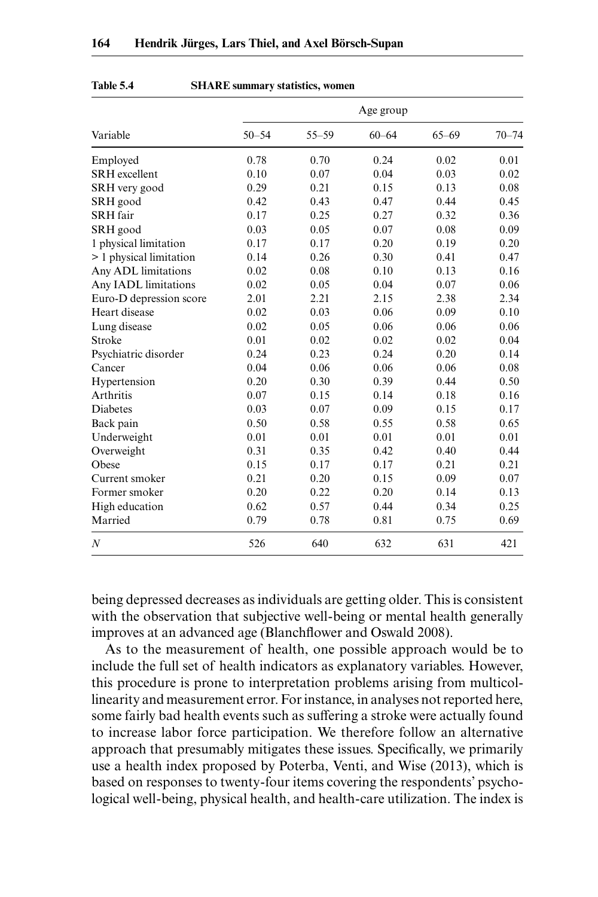**Table 5.4 SHARE summary statistics, women**

| Variable | Age group | | | | |
|---|---|---|---|---|---|
| | 50–54 | 55–59 | 60–64 | 65–69 | 70–74 |
| Employed | 0.78 | 0.70 | 0.24 | 0.02 | 0.01 |
| SRH excellent | 0.10 | 0.07 | 0.04 | 0.03 | 0.02 |
| SRH very good | 0.29 | 0.21 | 0.15 | 0.13 | 0.08 |
| SRH good | 0.42 | 0.43 | 0.47 | 0.44 | 0.45 |
| SRH fair | 0.17 | 0.25 | 0.27 | 0.32 | 0.36 |
| SRH good | 0.03 | 0.05 | 0.07 | 0.08 | 0.09 |
| 1 physical limitation | 0.17 | 0.17 | 0.20 | 0.19 | 0.20 |
| > 1 physical limitation | 0.14 | 0.26 | 0.30 | 0.41 | 0.47 |
| Any ADL limitations | 0.02 | 0.08 | 0.10 | 0.13 | 0.16 |
| Any IADL limitations | 0.02 | 0.05 | 0.04 | 0.07 | 0.06 |
| Euro-D depression score | 2.01 | 2.21 | 2.15 | 2.38 | 2.34 |
| Heart disease | 0.02 | 0.03 | 0.06 | 0.09 | 0.10 |
| Lung disease | 0.02 | 0.05 | 0.06 | 0.06 | 0.06 |
| Stroke | 0.01 | 0.02 | 0.02 | 0.02 | 0.04 |
| Psychiatric disorder | 0.24 | 0.23 | 0.24 | 0.20 | 0.14 |
| Cancer | 0.04 | 0.06 | 0.06 | 0.06 | 0.08 |
| Hypertension | 0.20 | 0.30 | 0.39 | 0.44 | 0.50 |
| Arthritis | 0.07 | 0.15 | 0.14 | 0.18 | 0.16 |
| Diabetes | 0.03 | 0.07 | 0.09 | 0.15 | 0.17 |
| Back pain | 0.50 | 0.58 | 0.55 | 0.58 | 0.65 |
| Underweight | 0.01 | 0.01 | 0.01 | 0.01 | 0.01 |
| Overweight | 0.31 | 0.35 | 0.42 | 0.40 | 0.44 |
| Obese | 0.15 | 0.17 | 0.17 | 0.21 | 0.21 |
| Current smoker | 0.21 | 0.20 | 0.15 | 0.09 | 0.07 |
| Former smoker | 0.20 | 0.22 | 0.20 | 0.14 | 0.13 |
| High education | 0.62 | 0.57 | 0.44 | 0.34 | 0.25 |
| Married | 0.79 | 0.78 | 0.81 | 0.75 | 0.69 |
| *N* | 526 | 640 | 632 | 631 | 421 |

being depressed decreases as individuals are getting older. This is consistent with the observation that subjective well-being or mental health generally improves at an advanced age (Blanchflower and Oswald 2008).

As to the measurement of health, one possible approach would be to include the full set of health indicators as explanatory variables. However, this procedure is prone to interpretation problems arising from multicollinearity and measurement error. For instance, in analyses not reported here, some fairly bad health events such as suffering a stroke were actually found to increase labor force participation. We therefore follow an alternative approach that presumably mitigates these issues. Specifically, we primarily use a health index proposed by Poterba, Venti, and Wise (2013), which is based on responses to twenty-four items covering the respondents' psychological well-being, physical health, and health-care utilization. The index is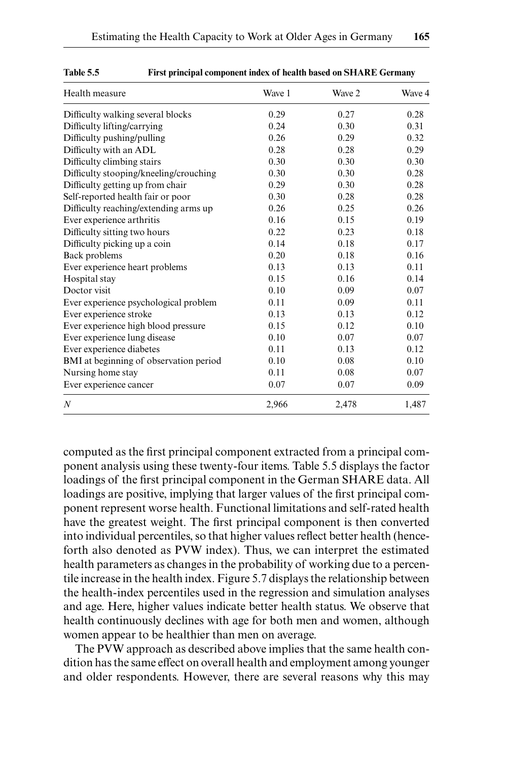**Table 5.5 First principal component index of health based on SHARE Germany**

| Health measure | Wave 1 | Wave 2 | Wave 4 |
|---|---|---|---|
| Difficulty walking several blocks | 0.29 | 0.27 | 0.28 |
| Difficulty lifting/carrying | 0.24 | 0.30 | 0.31 |
| Difficulty pushing/pulling | 0.26 | 0.29 | 0.32 |
| Difficulty with an ADL | 0.28 | 0.28 | 0.29 |
| Difficulty climbing stairs | 0.30 | 0.30 | 0.30 |
| Difficulty stooping/kneeling/crouching | 0.30 | 0.30 | 0.28 |
| Difficulty getting up from chair | 0.29 | 0.30 | 0.28 |
| Self-reported health fair or poor | 0.30 | 0.28 | 0.28 |
| Difficulty reaching/extending arms up | 0.26 | 0.25 | 0.26 |
| Ever experience arthritis | 0.16 | 0.15 | 0.19 |
| Difficulty sitting two hours | 0.22 | 0.23 | 0.18 |
| Difficulty picking up a coin | 0.14 | 0.18 | 0.17 |
| Back problems | 0.20 | 0.18 | 0.16 |
| Ever experience heart problems | 0.13 | 0.13 | 0.11 |
| Hospital stay | 0.15 | 0.16 | 0.14 |
| Doctor visit | 0.10 | 0.09 | 0.07 |
| Ever experience psychological problem | 0.11 | 0.09 | 0.11 |
| Ever experience stroke | 0.13 | 0.13 | 0.12 |
| Ever experience high blood pressure | 0.15 | 0.12 | 0.10 |
| Ever experience lung disease | 0.10 | 0.07 | 0.07 |
| Ever experience diabetes | 0.11 | 0.13 | 0.12 |
| BMI at beginning of observation period | 0.10 | 0.08 | 0.10 |
| Nursing home stay | 0.11 | 0.08 | 0.07 |
| Ever experience cancer | 0.07 | 0.07 | 0.09 |
| *N* | 2,966 | 2,478 | 1,487 |

computed as the first principal component extracted from a principal component analysis using these twenty-four items. Table 5.5 displays the factor loadings of the first principal component in the German SHARE data. All loadings are positive, implying that larger values of the first principal component represent worse health. Functional limitations and self-rated health have the greatest weight. The first principal component is then converted into individual percentiles, so that higher values reflect better health (henceforth also denoted as PVW index). Thus, we can interpret the estimated health parameters as changes in the probability of working due to a percentile increase in the health index. Figure 5.7 displays the relationship between the health-index percentiles used in the regression and simulation analyses and age. Here, higher values indicate better health status. We observe that health continuously declines with age for both men and women, although women appear to be healthier than men on average.

The PVW approach as described above implies that the same health condition has the same effect on overall health and employment among younger and older respondents. However, there are several reasons why this may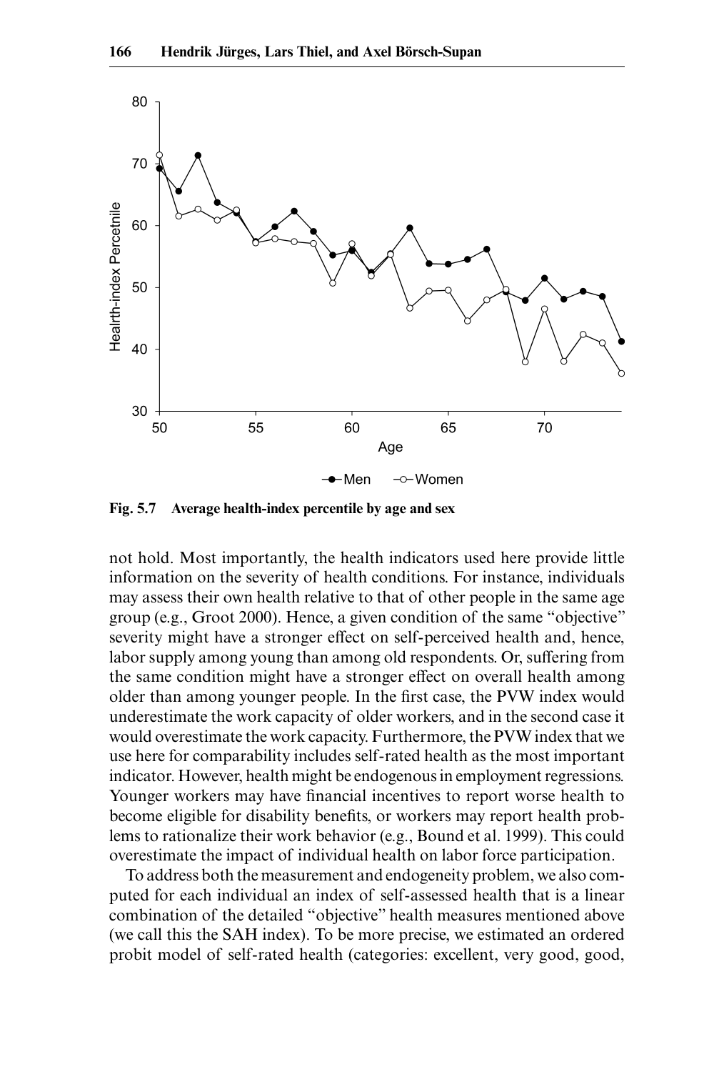**Fig. 5.7 Average health-index percentile by age and sex**

not hold. Most importantly, the health indicators used here provide little information on the severity of health conditions. For instance, individuals may assess their own health relative to that of other people in the same age group (e.g., Groot 2000). Hence, a given condition of the same "objective" severity might have a stronger effect on self-perceived health and, hence, labor supply among young than among old respondents. Or, suffering from the same condition might have a stronger effect on overall health among older than among younger people. In the first case, the PVW index would underestimate the work capacity of older workers, and in the second case it would overestimate the work capacity. Furthermore, the PVW index that we use here for comparability includes self-rated health as the most important indicator. However, health might be endogenous in employment regressions. Younger workers may have financial incentives to report worse health to become eligible for disability benefits, or workers may report health problems to rationalize their work behavior (e.g., Bound et al. 1999). This could overestimate the impact of individual health on labor force participation.

To address both the measurement and endogeneity problem, we also computed for each individual an index of self-assessed health that is a linear combination of the detailed "objective" health measures mentioned above (we call this the SAH index). To be more precise, we estimated an ordered probit model of self-rated health (categories: excellent, very good, good,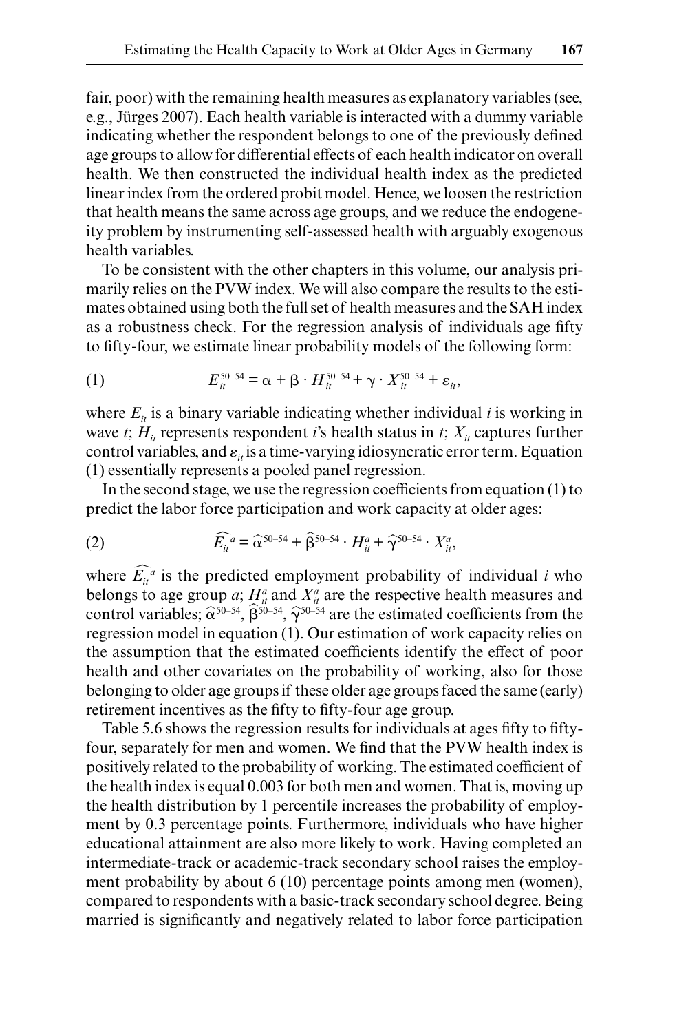fair, poor) with the remaining health measures as explanatory variables (see, e.g., Jürges 2007). Each health variable is interacted with a dummy variable indicating whether the respondent belongs to one of the previously defined age groups to allow for differential effects of each health indicator on overall health. We then constructed the individual health index as the predicted linear index from the ordered probit model. Hence, we loosen the restriction that health means the same across age groups, and we reduce the endogeneity problem by instrumenting self-assessed health with arguably exogenous health variables.

To be consistent with the other chapters in this volume, our analysis primarily relies on the PVW index. We will also compare the results to the estimates obtained using both the full set of health measures and the SAH index as a robustness check. For the regression analysis of individuals age fifty to fifty-four, we estimate linear probability models of the following form:

$$E_{it}^{50-54} = \alpha + \beta \cdot H_{it}^{50-54} + \gamma \cdot X_{it}^{50-54} + \varepsilon_{it}, \tag{1}$$

where $E_{it}$ is a binary variable indicating whether individual $i$ is working in wave $t$; $H_{it}$ represents respondent $i$'s health status in $t$; $X_{it}$ captures further control variables, and $\varepsilon_{it}$ is a time-varying idiosyncratic error term. Equation (1) essentially represents a pooled panel regression.

In the second stage, we use the regression coefficients from equation (1) to predict the labor force participation and work capacity at older ages:

$$\widehat{E_{it}}^{a} = \widehat{\alpha}^{50-54} + \widehat{\beta}^{50-54} \cdot H_{it}^{a} + \widehat{\gamma}^{50-54} \cdot X_{it}^{a}, \tag{2}$$

where $\widehat{E_{it}}^{a}$ is the predicted employment probability of individual $i$ who belongs to age group $a$; $H_{it}^{a}$ and $X_{it}^{a}$ are the respective health measures and control variables; $\widehat{\alpha}^{50-54}$, $\widehat{\beta}^{50-54}$, $\widehat{\gamma}^{50-54}$ are the estimated coefficients from the regression model in equation (1). Our estimation of work capacity relies on the assumption that the estimated coefficients identify the effect of poor health and other covariates on the probability of working, also for those belonging to older age groups if these older age groups faced the same (early) retirement incentives as the fifty to fifty-four age group.

Table 5.6 shows the regression results for individuals at ages fifty to fifty-four, separately for men and women. We find that the PVW health index is positively related to the probability of working. The estimated coefficient of the health index is equal 0.003 for both men and women. That is, moving up the health distribution by 1 percentile increases the probability of employment by 0.3 percentage points. Furthermore, individuals who have higher educational attainment are also more likely to work. Having completed an intermediate-track or academic-track secondary school raises the employment probability by about 6 (10) percentage points among men (women), compared to respondents with a basic-track secondary school degree. Being married is significantly and negatively related to labor force participation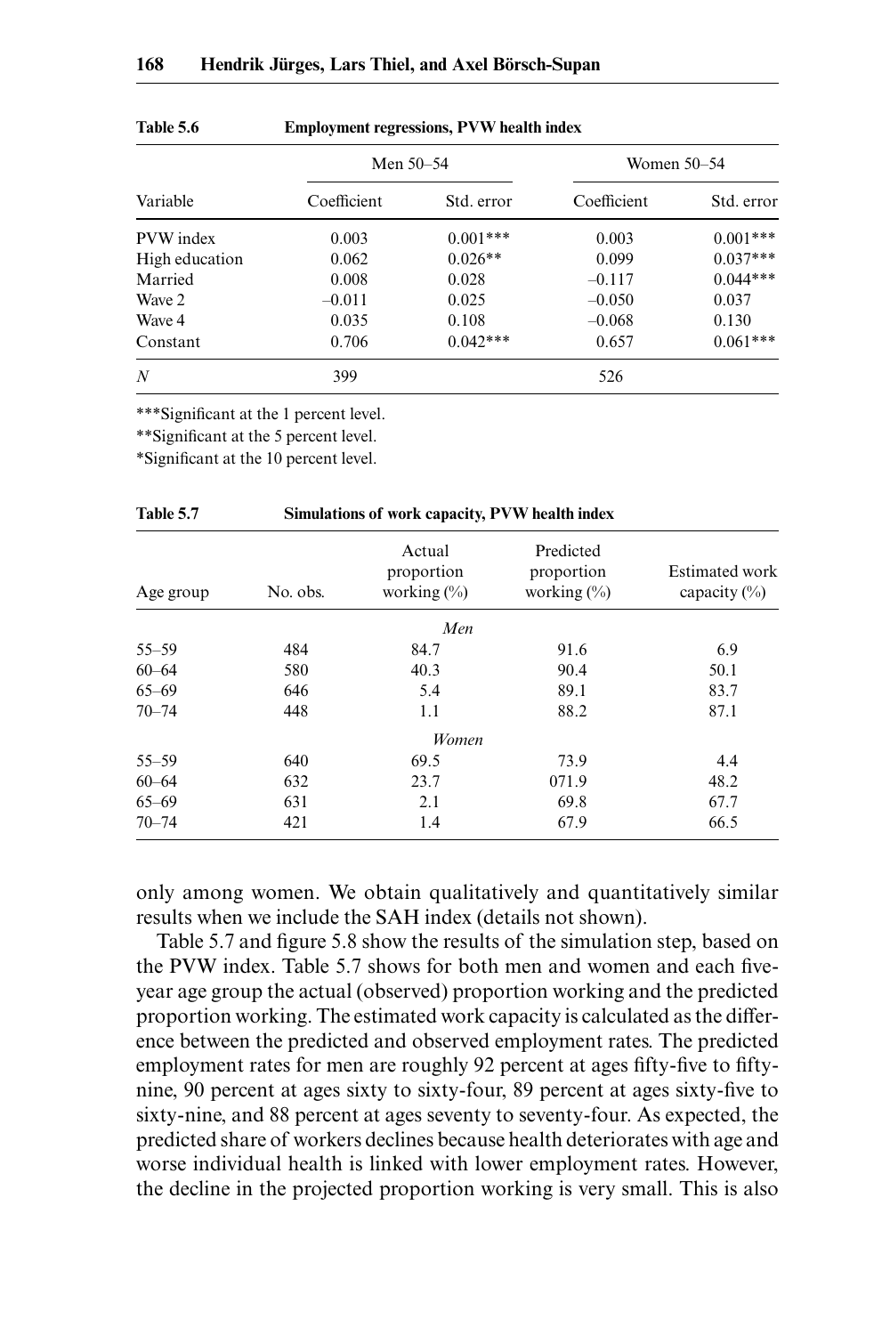**Table 5.6 Employment regressions, PVW health index**

| | Men 50–54 | | Women 50–54 | |
|---|---|---|---|---|
| Variable | Coefficient | Std. error | Coefficient | Std. error |
| PVW index | 0.003 | 0.001*** | 0.003 | 0.001*** |
| High education | 0.062 | 0.026** | 0.099 | 0.037*** |
| Married | 0.008 | 0.028 | –0.117 | 0.044*** |
| Wave 2 | –0.011 | 0.025 | –0.050 | 0.037 |
| Wave 4 | 0.035 | 0.108 | –0.068 | 0.130 |
| Constant | 0.706 | 0.042*** | 0.657 | 0.061*** |
| *N* | 399 | | 526 | |

***Significant at the 1 percent level.

**Significant at the 5 percent level.

*Significant at the 10 percent level.

**Table 5.7 Simulations of work capacity, PVW health index**

| Age group | No. obs. | Actual proportion working (%) | Predicted proportion working (%) | Estimated work capacity (%) |
|---|---|---|---|---|
| | | *Men* | | |
| 55–59 | 484 | 84.7 | 91.6 | 6.9 |
| 60–64 | 580 | 40.3 | 90.4 | 50.1 |
| 65–69 | 646 | 5.4 | 89.1 | 83.7 |
| 70–74 | 448 | 1.1 | 88.2 | 87.1 |
| | | *Women* | | |
| 55–59 | 640 | 69.5 | 73.9 | 4.4 |
| 60–64 | 632 | 23.7 | 071.9 | 48.2 |
| 65–69 | 631 | 2.1 | 69.8 | 67.7 |
| 70–74 | 421 | 1.4 | 67.9 | 66.5 |

only among women. We obtain qualitatively and quantitatively similar results when we include the SAH index (details not shown).

Table 5.7 and figure 5.8 show the results of the simulation step, based on the PVW index. Table 5.7 shows for both men and women and each five-year age group the actual (observed) proportion working and the predicted proportion working. The estimated work capacity is calculated as the difference between the predicted and observed employment rates. The predicted employment rates for men are roughly 92 percent at ages fifty-five to fifty-nine, 90 percent at ages sixty to sixty-four, 89 percent at ages sixty-five to sixty-nine, and 88 percent at ages seventy to seventy-four. As expected, the predicted share of workers declines because health deteriorates with age and worse individual health is linked with lower employment rates. However, the decline in the projected proportion working is very small. This is also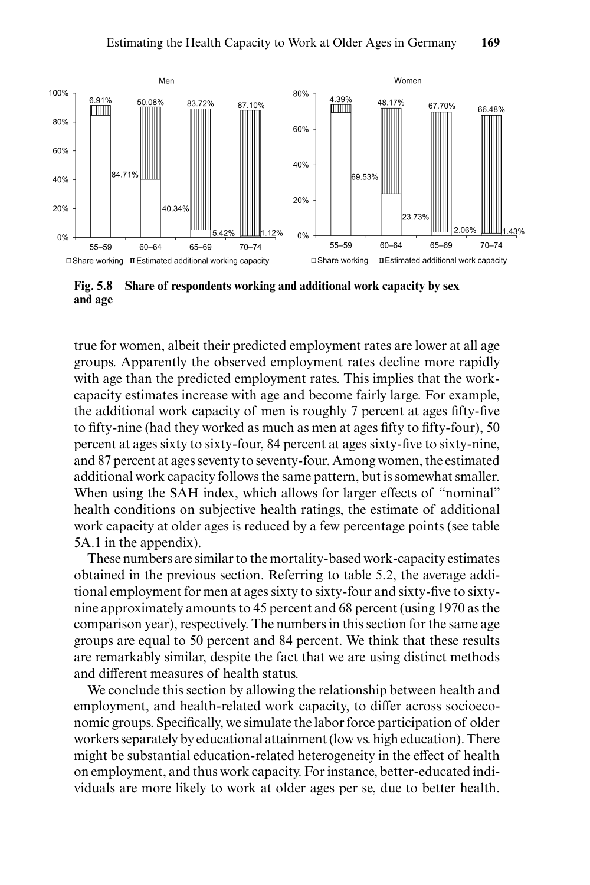**Fig. 5.8 Share of respondents working and additional work capacity by sex and age**

true for women, albeit their predicted employment rates are lower at all age groups. Apparently the observed employment rates decline more rapidly with age than the predicted employment rates. This implies that the work-capacity estimates increase with age and become fairly large. For example, the additional work capacity of men is roughly 7 percent at ages fifty-five to fifty-nine (had they worked as much as men at ages fifty to fifty-four), 50 percent at ages sixty to sixty-four, 84 percent at ages sixty-five to sixty-nine, and 87 percent at ages seventy to seventy-four. Among women, the estimated additional work capacity follows the same pattern, but is somewhat smaller. When using the SAH index, which allows for larger effects of "nominal" health conditions on subjective health ratings, the estimate of additional work capacity at older ages is reduced by a few percentage points (see table 5A.1 in the appendix).

These numbers are similar to the mortality-based work-capacity estimates obtained in the previous section. Referring to table 5.2, the average additional employment for men at ages sixty to sixty-four and sixty-five to sixty-nine approximately amounts to 45 percent and 68 percent (using 1970 as the comparison year), respectively. The numbers in this section for the same age groups are equal to 50 percent and 84 percent. We think that these results are remarkably similar, despite the fact that we are using distinct methods and different measures of health status.

We conclude this section by allowing the relationship between health and employment, and health-related work capacity, to differ across socioeconomic groups. Specifically, we simulate the labor force participation of older workers separately by educational attainment (low vs. high education). There might be substantial education-related heterogeneity in the effect of health on employment, and thus work capacity. For instance, better-educated individuals are more likely to work at older ages per se, due to better health.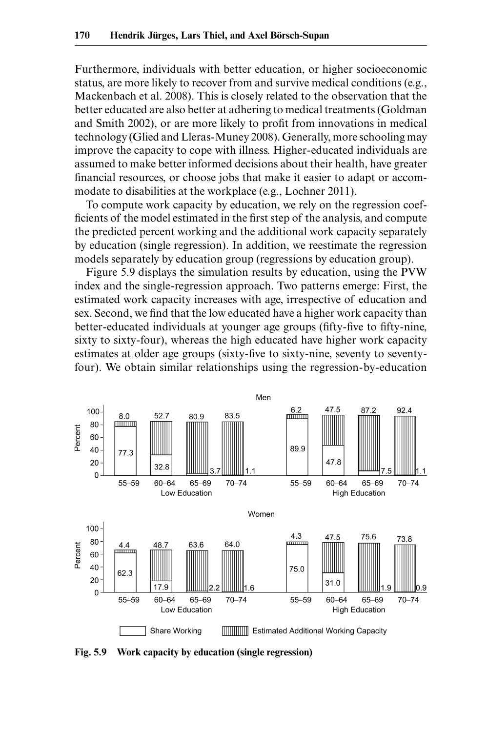Furthermore, individuals with better education, or higher socioeconomic status, are more likely to recover from and survive medical conditions (e.g., Mackenbach et al. 2008). This is closely related to the observation that the better educated are also better at adhering to medical treatments (Goldman and Smith 2002), or are more likely to profit from innovations in medical technology (Glied and Lleras-Muney 2008). Generally, more schooling may improve the capacity to cope with illness. Higher-educated individuals are assumed to make better informed decisions about their health, have greater financial resources, or choose jobs that make it easier to adapt or accommodate to disabilities at the workplace (e.g., Lochner 2011).

To compute work capacity by education, we rely on the regression coefficients of the model estimated in the first step of the analysis, and compute the predicted percent working and the additional work capacity separately by education (single regression). In addition, we reestimate the regression models separately by education group (regressions by education group).

Figure 5.9 displays the simulation results by education, using the PVW index and the single-regression approach. Two patterns emerge: First, the estimated work capacity increases with age, irrespective of education and sex. Second, we find that the low educated have a higher work capacity than better-educated individuals at younger age groups (fifty-five to fifty-nine, sixty to sixty-four), whereas the high educated have higher work capacity estimates at older age groups (sixty-five to sixty-nine, seventy to seventy-four). We obtain similar relationships using the regression-by-education

**Men**

| Education | Age | Share Working | Estimated Additional Working Capacity |
|---|---|---|---|
| Low Education | 55–59 | 77.3 | 8.0 |
| Low Education | 60–64 | 32.8 | 52.7 |
| Low Education | 65–69 | 3.7 | 80.9 |
| Low Education | 70–74 | 1.1 | 83.5 |
| High Education | 55–59 | 89.9 | 6.2 |
| High Education | 60–64 | 47.8 | 47.5 |
| High Education | 65–69 | 7.5 | 87.2 |
| High Education | 70–74 | 1.1 | 92.4 |

**Women**

| Education | Age | Share Working | Estimated Additional Working Capacity |
|---|---|---|---|
| Low Education | 55–59 | 62.3 | 4.4 |
| Low Education | 60–64 | 17.9 | 48.7 |
| Low Education | 65–69 | 2.2 | 63.6 |
| Low Education | 70–74 | 1.6 | 64.0 |
| High Education | 55–59 | 75.0 | 4.3 |
| High Education | 60–64 | 31.0 | 47.5 |
| High Education | 65–69 | 1.9 | 75.6 |
| High Education | 70–74 | 0.9 | 73.8 |

**Fig. 5.9 Work capacity by education (single regression)**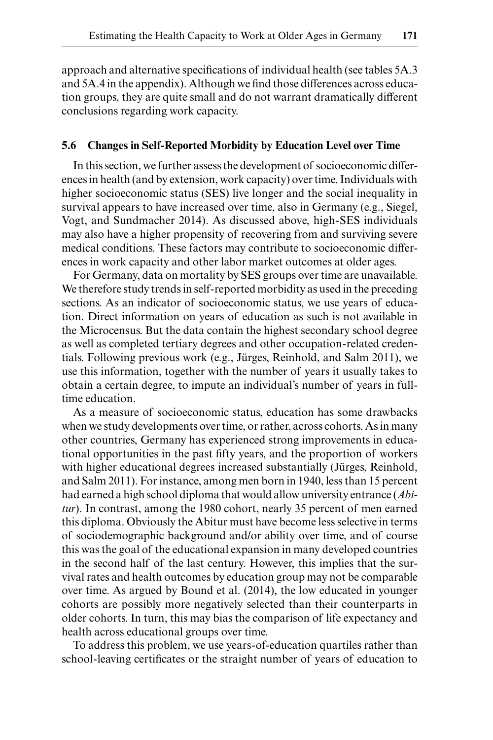approach and alternative specifications of individual health (see tables 5A.3 and 5A.4 in the appendix). Although we find those differences across education groups, they are quite small and do not warrant dramatically different conclusions regarding work capacity.

## 5.6 Changes in Self-Reported Morbidity by Education Level over Time

In this section, we further assess the development of socioeconomic differences in health (and by extension, work capacity) over time. Individuals with higher socioeconomic status (SES) live longer and the social inequality in survival appears to have increased over time, also in Germany (e.g., Siegel, Vogt, and Sundmacher 2014). As discussed above, high-SES individuals may also have a higher propensity of recovering from and surviving severe medical conditions. These factors may contribute to socioeconomic differences in work capacity and other labor market outcomes at older ages.

For Germany, data on mortality by SES groups over time are unavailable. We therefore study trends in self-reported morbidity as used in the preceding sections. As an indicator of socioeconomic status, we use years of education. Direct information on years of education as such is not available in the Microcensus. But the data contain the highest secondary school degree as well as completed tertiary degrees and other occupation-related credentials. Following previous work (e.g., Jürges, Reinhold, and Salm 2011), we use this information, together with the number of years it usually takes to obtain a certain degree, to impute an individual's number of years in full-time education.

As a measure of socioeconomic status, education has some drawbacks when we study developments over time, or rather, across cohorts. As in many other countries, Germany has experienced strong improvements in educational opportunities in the past fifty years, and the proportion of workers with higher educational degrees increased substantially (Jürges, Reinhold, and Salm 2011). For instance, among men born in 1940, less than 15 percent had earned a high school diploma that would allow university entrance (*Abitur*). In contrast, among the 1980 cohort, nearly 35 percent of men earned this diploma. Obviously the Abitur must have become less selective in terms of sociodemographic background and/or ability over time, and of course this was the goal of the educational expansion in many developed countries in the second half of the last century. However, this implies that the survival rates and health outcomes by education group may not be comparable over time. As argued by Bound et al. (2014), the low educated in younger cohorts are possibly more negatively selected than their counterparts in older cohorts. In turn, this may bias the comparison of life expectancy and health across educational groups over time.

To address this problem, we use years-of-education quartiles rather than school-leaving certificates or the straight number of years of education to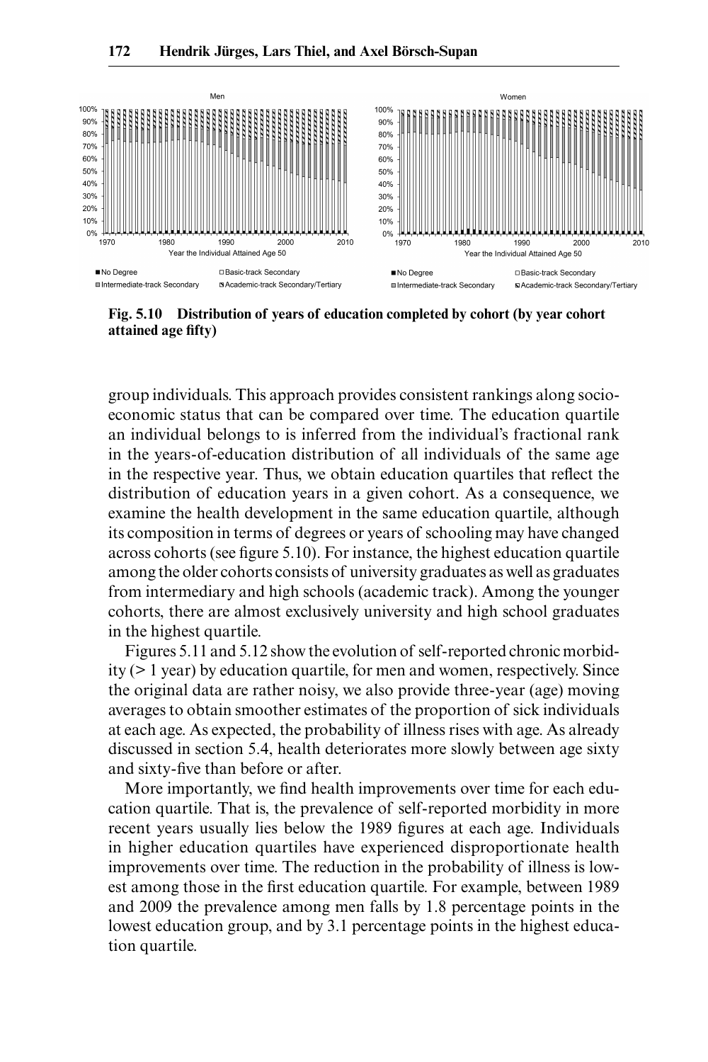Fig. 5.10 Distribution of years of education completed by cohort (by year cohort attained age fifty)

group individuals. This approach provides consistent rankings along socioeconomic status that can be compared over time. The education quartile an individual belongs to is inferred from the individual's fractional rank in the years-of-education distribution of all individuals of the same age in the respective year. Thus, we obtain education quartiles that reflect the distribution of education years in a given cohort. As a consequence, we examine the health development in the same education quartile, although its composition in terms of degrees or years of schooling may have changed across cohorts (see figure 5.10). For instance, the highest education quartile among the older cohorts consists of university graduates as well as graduates from intermediary and high schools (academic track). Among the younger cohorts, there are almost exclusively university and high school graduates in the highest quartile.

Figures 5.11 and 5.12 show the evolution of self-reported chronic morbidity (> 1 year) by education quartile, for men and women, respectively. Since the original data are rather noisy, we also provide three-year (age) moving averages to obtain smoother estimates of the proportion of sick individuals at each age. As expected, the probability of illness rises with age. As already discussed in section 5.4, health deteriorates more slowly between age sixty and sixty-five than before or after.

More importantly, we find health improvements over time for each education quartile. That is, the prevalence of self-reported morbidity in more recent years usually lies below the 1989 figures at each age. Individuals in higher education quartiles have experienced disproportionate health improvements over time. The reduction in the probability of illness is lowest among those in the first education quartile. For example, between 1989 and 2009 the prevalence among men falls by 1.8 percentage points in the lowest education group, and by 3.1 percentage points in the highest education quartile.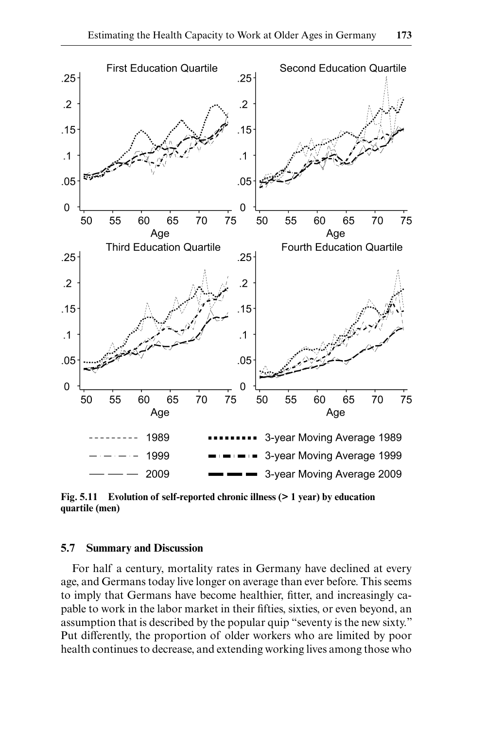**Fig. 5.11 Evolution of self-reported chronic illness (> 1 year) by education quartile (men)**

## 5.7 Summary and Discussion

For half a century, mortality rates in Germany have declined at every age, and Germans today live longer on average than ever before. This seems to imply that Germans have become healthier, fitter, and increasingly capable to work in the labor market in their fifties, sixties, or even beyond, an assumption that is described by the popular quip "seventy is the new sixty." Put differently, the proportion of older workers who are limited by poor health continues to decrease, and extending working lives among those who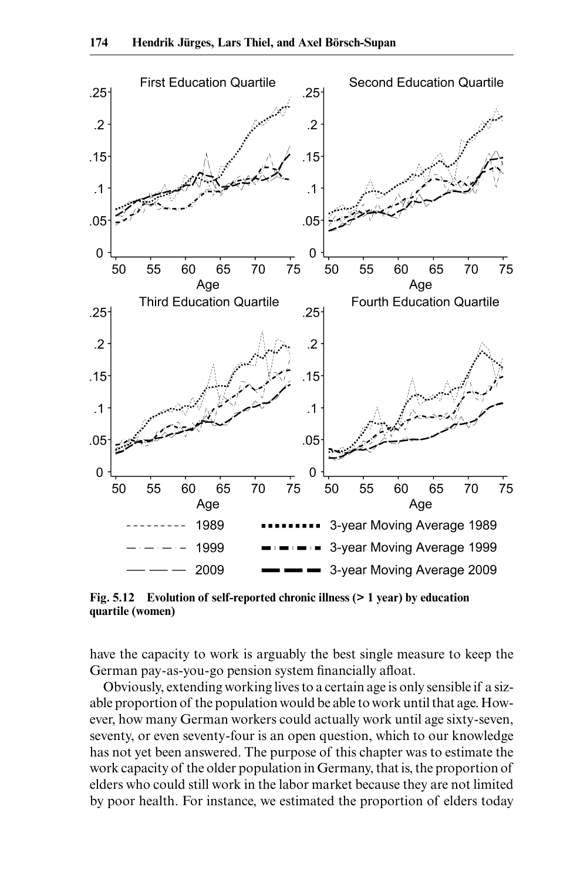Fig. 5.12 Evolution of self-reported chronic illness (> 1 year) by education quartile (women)

have the capacity to work is arguably the best single measure to keep the German pay-as-you-go pension system financially afloat.

Obviously, extending working lives to a certain age is only sensible if a sizable proportion of the population would be able to work until that age. However, how many German workers could actually work until age sixty-seven, seventy, or even seventy-four is an open question, which to our knowledge has not yet been answered. The purpose of this chapter was to estimate the work capacity of the older population in Germany, that is, the proportion of elders who could still work in the labor market because they are not limited by poor health. For instance, we estimated the proportion of elders today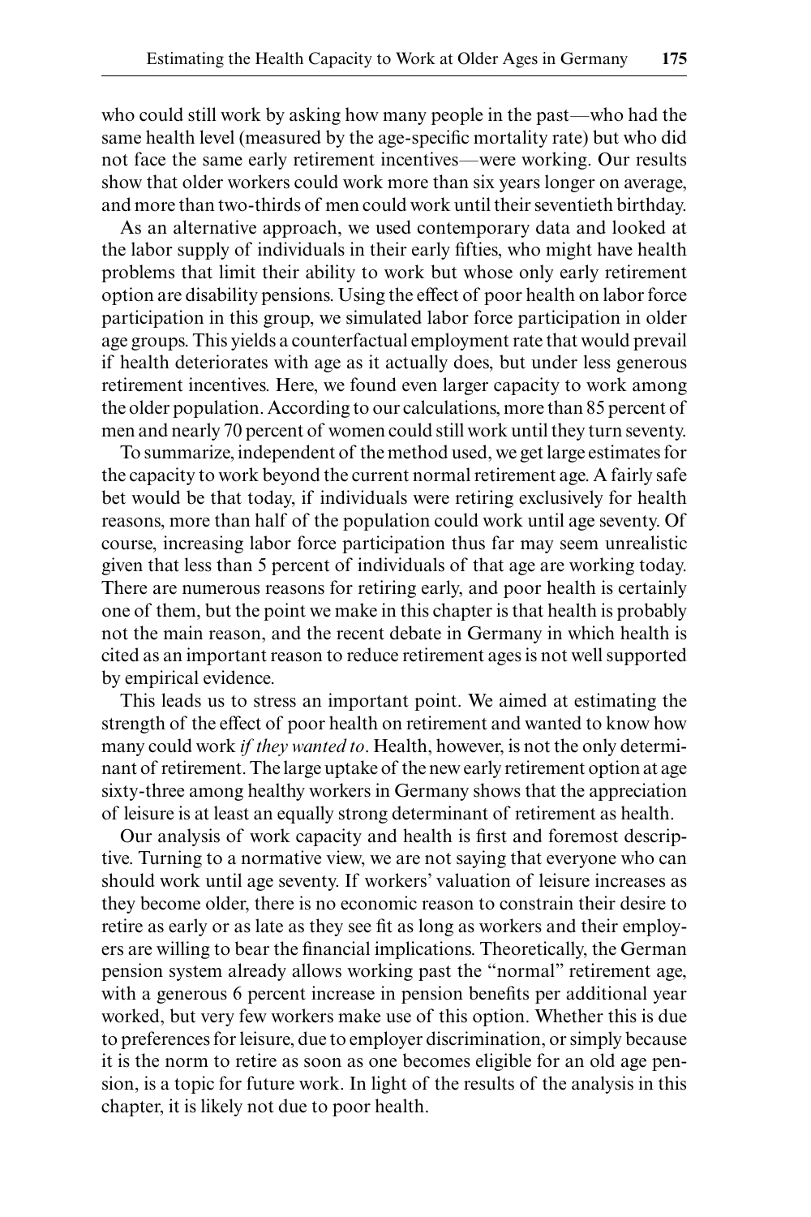who could still work by asking how many people in the past—who had the same health level (measured by the age-specific mortality rate) but who did not face the same early retirement incentives—were working. Our results show that older workers could work more than six years longer on average, and more than two-thirds of men could work until their seventieth birthday.

As an alternative approach, we used contemporary data and looked at the labor supply of individuals in their early fifties, who might have health problems that limit their ability to work but whose only early retirement option are disability pensions. Using the effect of poor health on labor force participation in this group, we simulated labor force participation in older age groups. This yields a counterfactual employment rate that would prevail if health deteriorates with age as it actually does, but under less generous retirement incentives. Here, we found even larger capacity to work among the older population. According to our calculations, more than 85 percent of men and nearly 70 percent of women could still work until they turn seventy.

To summarize, independent of the method used, we get large estimates for the capacity to work beyond the current normal retirement age. A fairly safe bet would be that today, if individuals were retiring exclusively for health reasons, more than half of the population could work until age seventy. Of course, increasing labor force participation thus far may seem unrealistic given that less than 5 percent of individuals of that age are working today. There are numerous reasons for retiring early, and poor health is certainly one of them, but the point we make in this chapter is that health is probably not the main reason, and the recent debate in Germany in which health is cited as an important reason to reduce retirement ages is not well supported by empirical evidence.

This leads us to stress an important point. We aimed at estimating the strength of the effect of poor health on retirement and wanted to know how many could work *if they wanted to*. Health, however, is not the only determinant of retirement. The large uptake of the new early retirement option at age sixty-three among healthy workers in Germany shows that the appreciation of leisure is at least an equally strong determinant of retirement as health.

Our analysis of work capacity and health is first and foremost descriptive. Turning to a normative view, we are not saying that everyone who can should work until age seventy. If workers' valuation of leisure increases as they become older, there is no economic reason to constrain their desire to retire as early or as late as they see fit as long as workers and their employers are willing to bear the financial implications. Theoretically, the German pension system already allows working past the "normal" retirement age, with a generous 6 percent increase in pension benefits per additional year worked, but very few workers make use of this option. Whether this is due to preferences for leisure, due to employer discrimination, or simply because it is the norm to retire as soon as one becomes eligible for an old age pension, is a topic for future work. In light of the results of the analysis in this chapter, it is likely not due to poor health.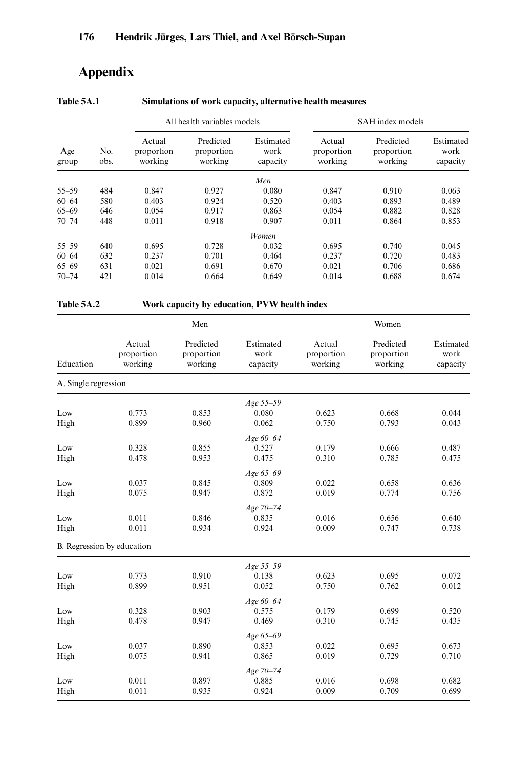# Appendix

**Table 5A.1 Simulations of work capacity, alternative health measures**

| | | All health variables models | | | SAH index models | | |
|---|---|---|---|---|---|---|---|
| Age group | No. obs. | Actual proportion working | Predicted proportion working | Estimated work capacity | Actual proportion working | Predicted proportion working | Estimated work capacity |
| | | | | *Men* | | | |
| 55–59 | 484 | 0.847 | 0.927 | 0.080 | 0.847 | 0.910 | 0.063 |
| 60–64 | 580 | 0.403 | 0.924 | 0.520 | 0.403 | 0.893 | 0.489 |
| 65–69 | 646 | 0.054 | 0.917 | 0.863 | 0.054 | 0.882 | 0.828 |
| 70–74 | 448 | 0.011 | 0.918 | 0.907 | 0.011 | 0.864 | 0.853 |
| | | | | *Women* | | | |
| 55–59 | 640 | 0.695 | 0.728 | 0.032 | 0.695 | 0.740 | 0.045 |
| 60–64 | 632 | 0.237 | 0.701 | 0.464 | 0.237 | 0.720 | 0.483 |
| 65–69 | 631 | 0.021 | 0.691 | 0.670 | 0.021 | 0.706 | 0.686 |
| 70–74 | 421 | 0.014 | 0.664 | 0.649 | 0.014 | 0.688 | 0.674 |

**Table 5A.2 Work capacity by education, PVW health index**

| | Men | | | Women | | |
|---|---|---|---|---|---|---|
| Education | Actual proportion working | Predicted proportion working | Estimated work capacity | Actual proportion working | Predicted proportion working | Estimated work capacity |
| A. Single regression | | | | | | |
| | | | *Age 55–59* | | | |
| Low | 0.773 | 0.853 | 0.080 | 0.623 | 0.668 | 0.044 |
| High | 0.899 | 0.960 | 0.062 | 0.750 | 0.793 | 0.043 |
| | | | *Age 60–64* | | | |
| Low | 0.328 | 0.855 | 0.527 | 0.179 | 0.666 | 0.487 |
| High | 0.478 | 0.953 | 0.475 | 0.310 | 0.785 | 0.475 |
| | | | *Age 65–69* | | | |
| Low | 0.037 | 0.845 | 0.809 | 0.022 | 0.658 | 0.636 |
| High | 0.075 | 0.947 | 0.872 | 0.019 | 0.774 | 0.756 |
| | | | *Age 70–74* | | | |
| Low | 0.011 | 0.846 | 0.835 | 0.016 | 0.656 | 0.640 |
| High | 0.011 | 0.934 | 0.924 | 0.009 | 0.747 | 0.738 |
| B. Regression by education | | | | | | |
| | | | *Age 55–59* | | | |
| Low | 0.773 | 0.910 | 0.138 | 0.623 | 0.695 | 0.072 |
| High | 0.899 | 0.951 | 0.052 | 0.750 | 0.762 | 0.012 |
| | | | *Age 60–64* | | | |
| Low | 0.328 | 0.903 | 0.575 | 0.179 | 0.699 | 0.520 |
| High | 0.478 | 0.947 | 0.469 | 0.310 | 0.745 | 0.435 |
| | | | *Age 65–69* | | | |
| Low | 0.037 | 0.890 | 0.853 | 0.022 | 0.695 | 0.673 |
| High | 0.075 | 0.941 | 0.865 | 0.019 | 0.729 | 0.710 |
| | | | *Age 70–74* | | | |
| Low | 0.011 | 0.897 | 0.885 | 0.016 | 0.698 | 0.682 |
| High | 0.011 | 0.935 | 0.924 | 0.009 | 0.709 | 0.699 |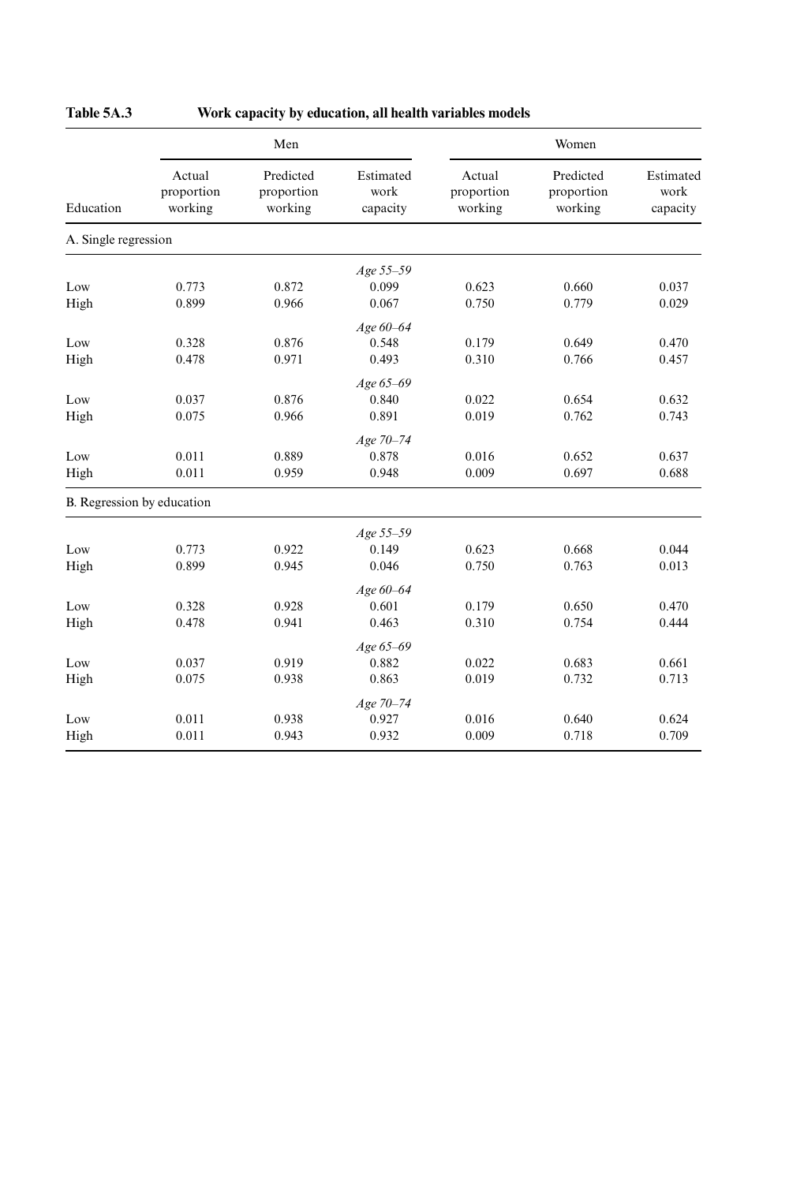**Table 5A.3 Work capacity by education, all health variables models**

| | Men | | | Women | | |
|---|---|---|---|---|---|---|
| Education | Actual proportion working | Predicted proportion working | Estimated work capacity | Actual proportion working | Predicted proportion working | Estimated work capacity |
| A. Single regression | | | | | | |
| | | | *Age 55–59* | | | |
| Low | 0.773 | 0.872 | 0.099 | 0.623 | 0.660 | 0.037 |
| High | 0.899 | 0.966 | 0.067 | 0.750 | 0.779 | 0.029 |
| | | | *Age 60–64* | | | |
| Low | 0.328 | 0.876 | 0.548 | 0.179 | 0.649 | 0.470 |
| High | 0.478 | 0.971 | 0.493 | 0.310 | 0.766 | 0.457 |
| | | | *Age 65–69* | | | |
| Low | 0.037 | 0.876 | 0.840 | 0.022 | 0.654 | 0.632 |
| High | 0.075 | 0.966 | 0.891 | 0.019 | 0.762 | 0.743 |
| | | | *Age 70–74* | | | |
| Low | 0.011 | 0.889 | 0.878 | 0.016 | 0.652 | 0.637 |
| High | 0.011 | 0.959 | 0.948 | 0.009 | 0.697 | 0.688 |
| B. Regression by education | | | | | | |
| | | | *Age 55–59* | | | |
| Low | 0.773 | 0.922 | 0.149 | 0.623 | 0.668 | 0.044 |
| High | 0.899 | 0.945 | 0.046 | 0.750 | 0.763 | 0.013 |
| | | | *Age 60–64* | | | |
| Low | 0.328 | 0.928 | 0.601 | 0.179 | 0.650 | 0.470 |
| High | 0.478 | 0.941 | 0.463 | 0.310 | 0.754 | 0.444 |
| | | | *Age 65–69* | | | |
| Low | 0.037 | 0.919 | 0.882 | 0.022 | 0.683 | 0.661 |
| High | 0.075 | 0.938 | 0.863 | 0.019 | 0.732 | 0.713 |
| | | | *Age 70–74* | | | |
| Low | 0.011 | 0.938 | 0.927 | 0.016 | 0.640 | 0.624 |
| High | 0.011 | 0.943 | 0.932 | 0.009 | 0.718 | 0.709 |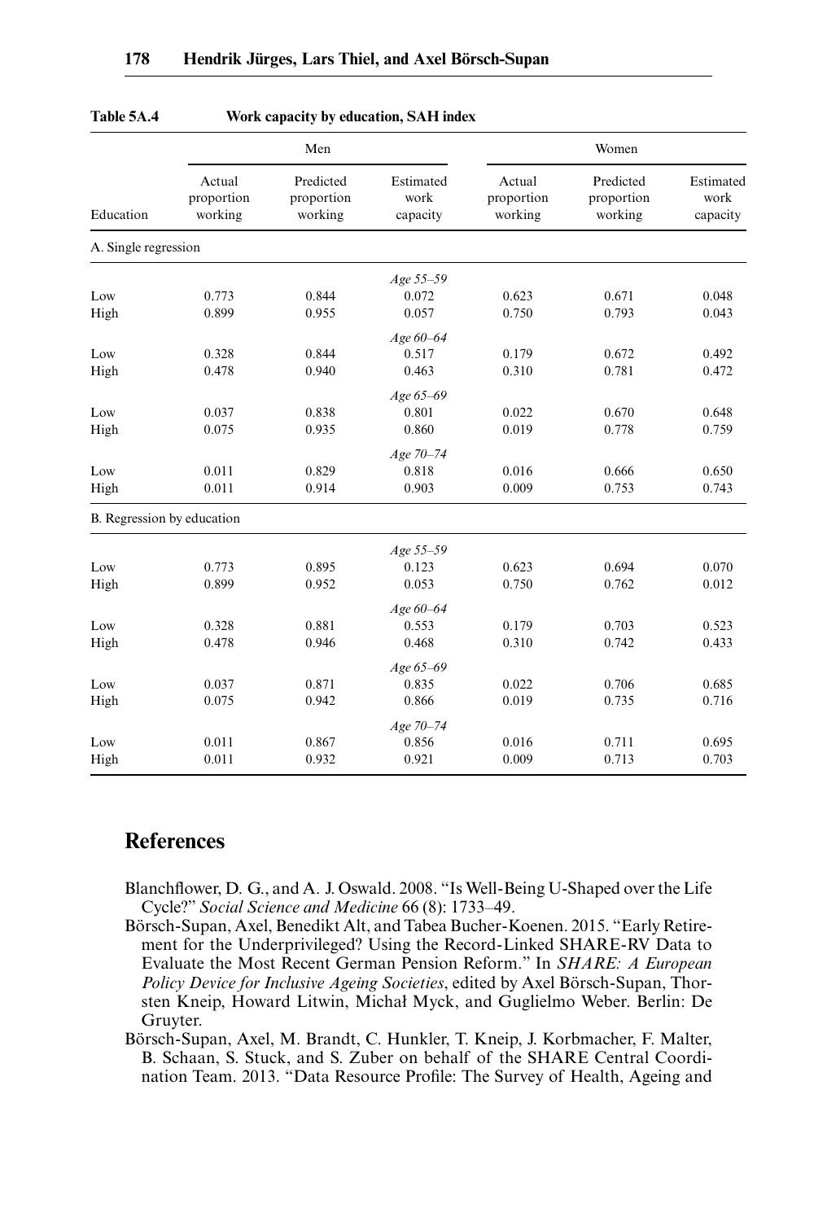**Table 5A.4 Work capacity by education, SAH index**

| | Men | | | Women | | |
|---|---|---|---|---|---|---|
| Education | Actual proportion working | Predicted proportion working | Estimated work capacity | Actual proportion working | Predicted proportion working | Estimated work capacity |
| *A. Single regression* | | | | | | |
| | | | *Age 55–59* | | | |
| Low | 0.773 | 0.844 | 0.072 | 0.623 | 0.671 | 0.048 |
| High | 0.899 | 0.955 | 0.057 | 0.750 | 0.793 | 0.043 |
| | | | *Age 60–64* | | | |
| Low | 0.328 | 0.844 | 0.517 | 0.179 | 0.672 | 0.492 |
| High | 0.478 | 0.940 | 0.463 | 0.310 | 0.781 | 0.472 |
| | | | *Age 65–69* | | | |
| Low | 0.037 | 0.838 | 0.801 | 0.022 | 0.670 | 0.648 |
| High | 0.075 | 0.935 | 0.860 | 0.019 | 0.778 | 0.759 |
| | | | *Age 70–74* | | | |
| Low | 0.011 | 0.829 | 0.818 | 0.016 | 0.666 | 0.650 |
| High | 0.011 | 0.914 | 0.903 | 0.009 | 0.753 | 0.743 |
| *B. Regression by education* | | | | | | |
| | | | *Age 55–59* | | | |
| Low | 0.773 | 0.895 | 0.123 | 0.623 | 0.694 | 0.070 |
| High | 0.899 | 0.952 | 0.053 | 0.750 | 0.762 | 0.012 |
| | | | *Age 60–64* | | | |
| Low | 0.328 | 0.881 | 0.553 | 0.179 | 0.703 | 0.523 |
| High | 0.478 | 0.946 | 0.468 | 0.310 | 0.742 | 0.433 |
| | | | *Age 65–69* | | | |
| Low | 0.037 | 0.871 | 0.835 | 0.022 | 0.706 | 0.685 |
| High | 0.075 | 0.942 | 0.866 | 0.019 | 0.735 | 0.716 |
| | | | *Age 70–74* | | | |
| Low | 0.011 | 0.867 | 0.856 | 0.016 | 0.711 | 0.695 |
| High | 0.011 | 0.932 | 0.921 | 0.009 | 0.713 | 0.703 |

## References

Blanchflower, D. G., and A. J. Oswald. 2008. "Is Well-Being U-Shaped over the Life Cycle?" *Social Science and Medicine* 66 (8): 1733–49.

Börsch-Supan, Axel, Benedikt Alt, and Tabea Bucher-Koenen. 2015. "Early Retirement for the Underprivileged? Using the Record-Linked SHARE-RV Data to Evaluate the Most Recent German Pension Reform." In *SHARE: A European Policy Device for Inclusive Ageing Societies*, edited by Axel Börsch-Supan, Thorsten Kneip, Howard Litwin, Michał Myck, and Guglielmo Weber. Berlin: De Gruyter.

Börsch-Supan, Axel, M. Brandt, C. Hunkler, T. Kneip, J. Korbmacher, F. Malter, B. Schaan, S. Stuck, and S. Zuber on behalf of the SHARE Central Coordination Team. 2013. "Data Resource Profile: The Survey of Health, Ageing and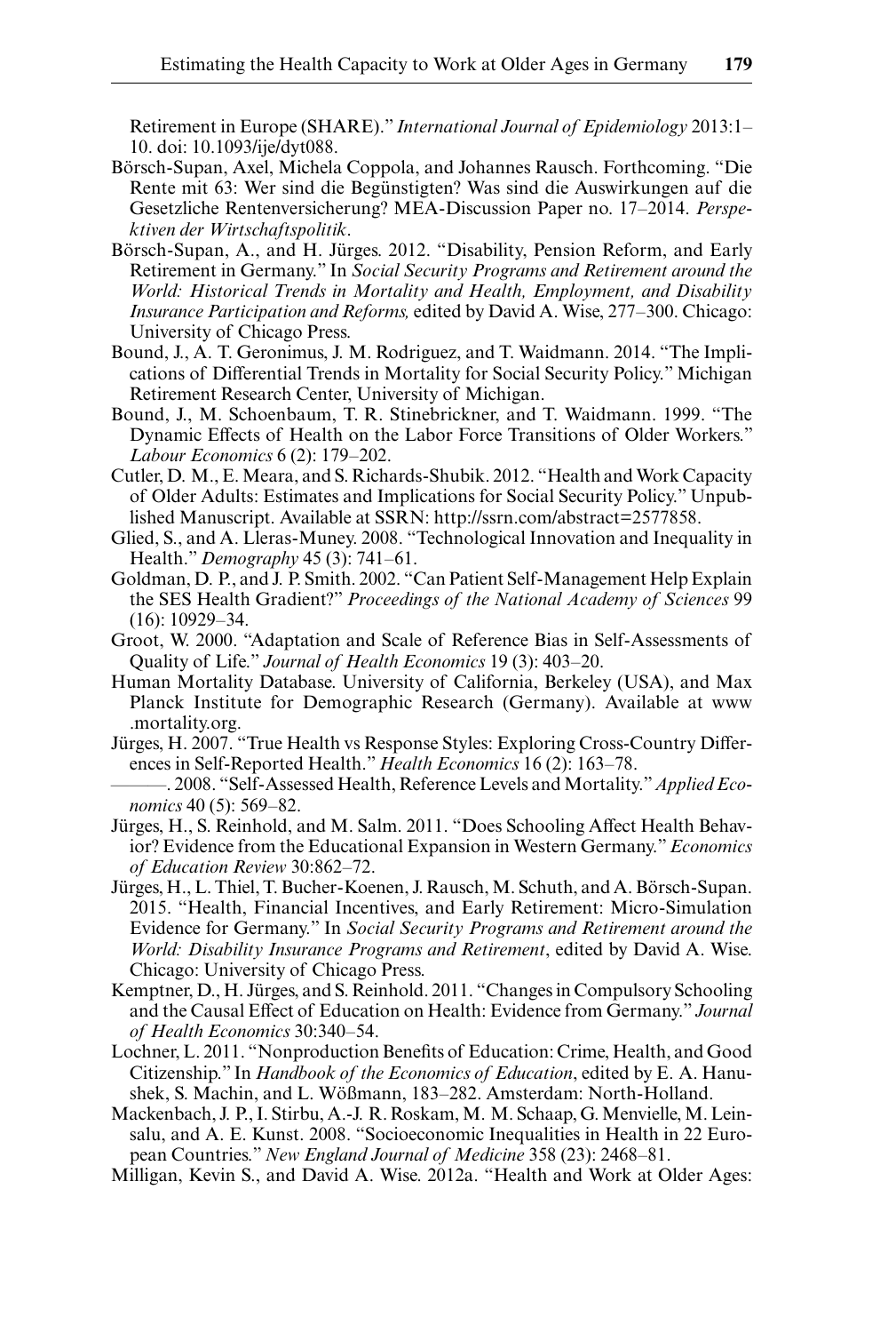Retirement in Europe (SHARE)." *International Journal of Epidemiology* 2013:1–10. doi: 10.1093/ije/dyt088.

Börsch-Supan, Axel, Michela Coppola, and Johannes Rausch. Forthcoming. "Die Rente mit 63: Wer sind die Begünstigten? Was sind die Auswirkungen auf die Gesetzliche Rentenversicherung? MEA-Discussion Paper no. 17–2014. *Perspektiven der Wirtschaftspolitik*.

Börsch-Supan, A., and H. Jürges. 2012. "Disability, Pension Reform, and Early Retirement in Germany." In *Social Security Programs and Retirement around the World: Historical Trends in Mortality and Health, Employment, and Disability Insurance Participation and Reforms,* edited by David A. Wise, 277–300. Chicago: University of Chicago Press.

Bound, J., A. T. Geronimus, J. M. Rodriguez, and T. Waidmann. 2014. "The Implications of Differential Trends in Mortality for Social Security Policy." Michigan Retirement Research Center, University of Michigan.

Bound, J., M. Schoenbaum, T. R. Stinebrickner, and T. Waidmann. 1999. "The Dynamic Effects of Health on the Labor Force Transitions of Older Workers." *Labour Economics* 6 (2): 179–202.

Cutler, D. M., E. Meara, and S. Richards-Shubik. 2012. "Health and Work Capacity of Older Adults: Estimates and Implications for Social Security Policy." Unpublished Manuscript. Available at SSRN: http://ssrn.com/abstract=2577858.

Glied, S., and A. Lleras-Muney. 2008. "Technological Innovation and Inequality in Health." *Demography* 45 (3): 741–61.

Goldman, D. P., and J. P. Smith. 2002. "Can Patient Self-Management Help Explain the SES Health Gradient?" *Proceedings of the National Academy of Sciences* 99 (16): 10929–34.

Groot, W. 2000. "Adaptation and Scale of Reference Bias in Self-Assessments of Quality of Life." *Journal of Health Economics* 19 (3): 403–20.

Human Mortality Database. University of California, Berkeley (USA), and Max Planck Institute for Demographic Research (Germany). Available at www.mortality.org.

Jürges, H. 2007. "True Health vs Response Styles: Exploring Cross-Country Differences in Self-Reported Health." *Health Economics* 16 (2): 163–78.

———. 2008. "Self-Assessed Health, Reference Levels and Mortality." *Applied Economics* 40 (5): 569–82.

Jürges, H., S. Reinhold, and M. Salm. 2011. "Does Schooling Affect Health Behavior? Evidence from the Educational Expansion in Western Germany." *Economics of Education Review* 30:862–72.

Jürges, H., L. Thiel, T. Bucher-Koenen, J. Rausch, M. Schuth, and A. Börsch-Supan. 2015. "Health, Financial Incentives, and Early Retirement: Micro-Simulation Evidence for Germany." In *Social Security Programs and Retirement around the World: Disability Insurance Programs and Retirement*, edited by David A. Wise. Chicago: University of Chicago Press.

Kemptner, D., H. Jürges, and S. Reinhold. 2011. "Changes in Compulsory Schooling and the Causal Effect of Education on Health: Evidence from Germany." *Journal of Health Economics* 30:340–54.

Lochner, L. 2011. "Nonproduction Benefits of Education: Crime, Health, and Good Citizenship." In *Handbook of the Economics of Education*, edited by E. A. Hanushek, S. Machin, and L. Wößmann, 183–282. Amsterdam: North-Holland.

Mackenbach, J. P., I. Stirbu, A.-J. R. Roskam, M. M. Schaap, G. Menvielle, M. Leinsalu, and A. E. Kunst. 2008. "Socioeconomic Inequalities in Health in 22 European Countries." *New England Journal of Medicine* 358 (23): 2468–81.

Milligan, Kevin S., and David A. Wise. 2012a. "Health and Work at Older Ages: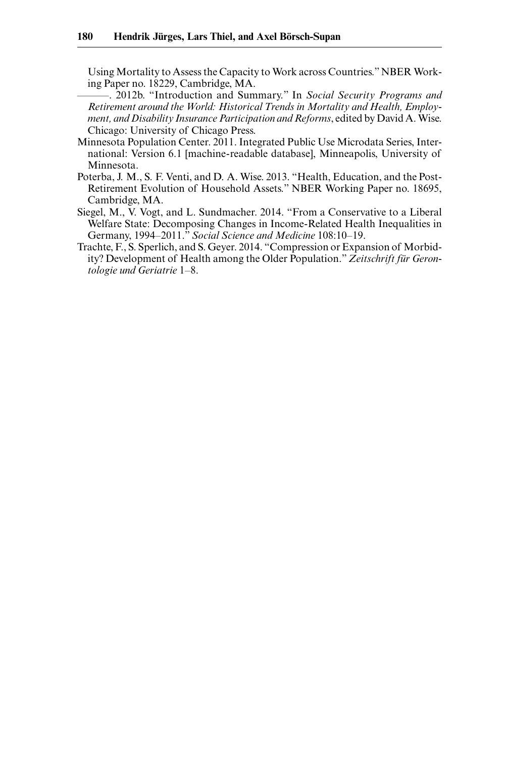Using Mortality to Assess the Capacity to Work across Countries." NBER Working Paper no. 18229, Cambridge, MA.

———. 2012b. "Introduction and Summary." In *Social Security Programs and Retirement around the World: Historical Trends in Mortality and Health, Employment, and Disability Insurance Participation and Reforms*, edited by David A. Wise. Chicago: University of Chicago Press.

Minnesota Population Center. 2011. Integrated Public Use Microdata Series, International: Version 6.1 [machine-readable database], Minneapolis, University of Minnesota.

Poterba, J. M., S. F. Venti, and D. A. Wise. 2013. "Health, Education, and the Post-Retirement Evolution of Household Assets." NBER Working Paper no. 18695, Cambridge, MA.

Siegel, M., V. Vogt, and L. Sundmacher. 2014. "From a Conservative to a Liberal Welfare State: Decomposing Changes in Income-Related Health Inequalities in Germany, 1994–2011." *Social Science and Medicine* 108:10–19.

Trachte, F., S. Sperlich, and S. Geyer. 2014. "Compression or Expansion of Morbidity? Development of Health among the Older Population." *Zeitschrift für Gerontologie und Geriatrie* 1–8.